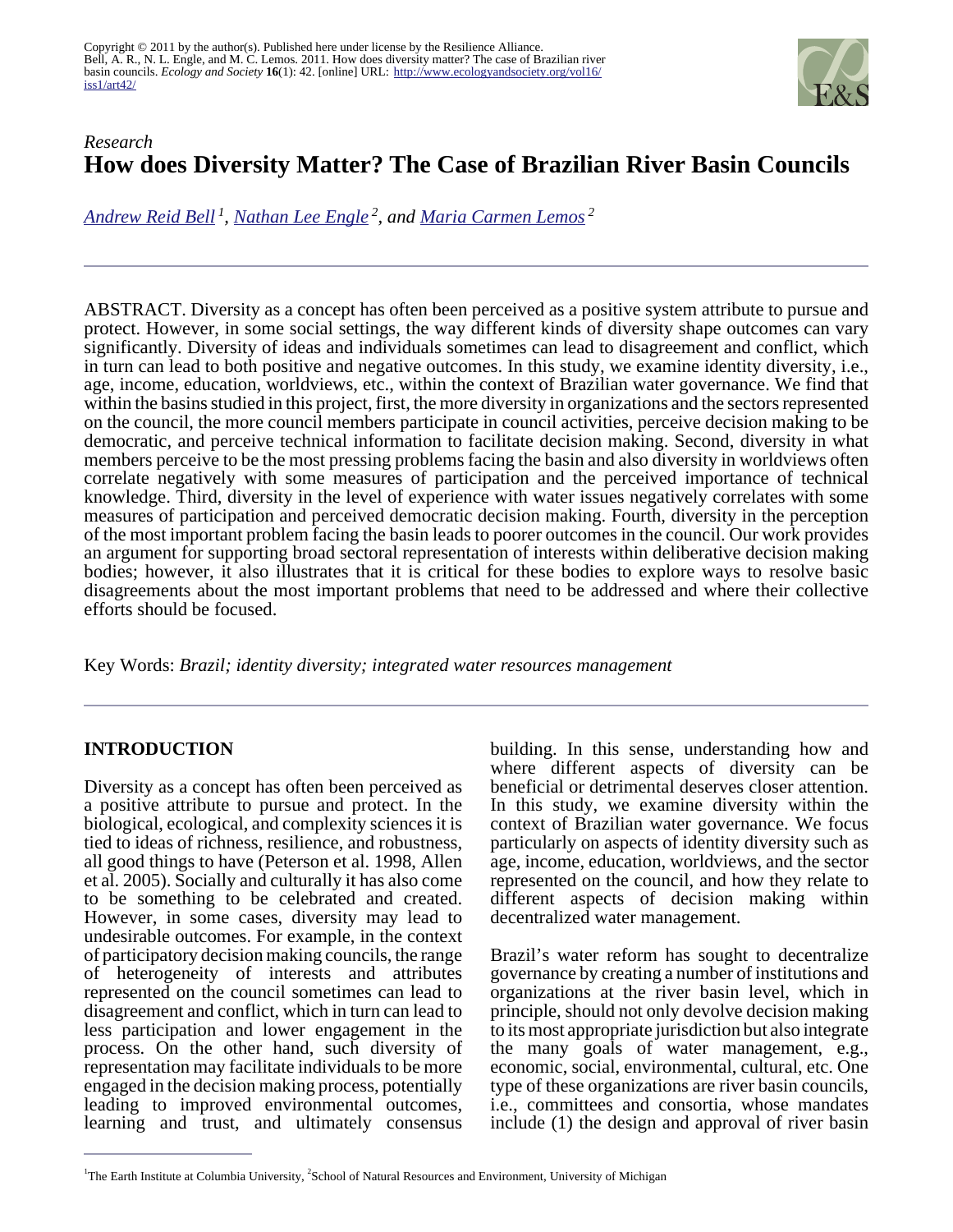Copyright © 2011 by the author(s). Published here under license by the Resilience Alliance.
Bell, A. R., N. L. Engle, and M. C. Lemos. 2011. How does diversity matter? The case of Brazilian river basin councils. *Ecology and Society* **16**(1): 42. [online] URL: http://www.ecologyandsociety.org/vol16/iss1/art42/

*Research*

# How does Diversity Matter? The Case of Brazilian River Basin Councils

*Andrew Reid Bell* [1], *Nathan Lee Engle* [2], *and Maria Carmen Lemos* [2]

ABSTRACT. Diversity as a concept has often been perceived as a positive system attribute to pursue and protect. However, in some social settings, the way different kinds of diversity shape outcomes can vary significantly. Diversity of ideas and individuals sometimes can lead to disagreement and conflict, which in turn can lead to both positive and negative outcomes. In this study, we examine identity diversity, i.e., age, income, education, worldviews, etc., within the context of Brazilian water governance. We find that within the basins studied in this project, first, the more diversity in organizations and the sectors represented on the council, the more council members participate in council activities, perceive decision making to be democratic, and perceive technical information to facilitate decision making. Second, diversity in what members perceive to be the most pressing problems facing the basin and also diversity in worldviews often correlate negatively with some measures of participation and the perceived importance of technical knowledge. Third, diversity in the level of experience with water issues negatively correlates with some measures of participation and perceived democratic decision making. Fourth, diversity in the perception of the most important problem facing the basin leads to poorer outcomes in the council. Our work provides an argument for supporting broad sectoral representation of interests within deliberative decision making bodies; however, it also illustrates that it is critical for these bodies to explore ways to resolve basic disagreements about the most important problems that need to be addressed and where their collective efforts should be focused.

Key Words: *Brazil; identity diversity; integrated water resources management*

## INTRODUCTION

Diversity as a concept has often been perceived as a positive attribute to pursue and protect. In the biological, ecological, and complexity sciences it is tied to ideas of richness, resilience, and robustness, all good things to have (Peterson et al. 1998, Allen et al. 2005). Socially and culturally it has also come to be something to be celebrated and created. However, in some cases, diversity may lead to undesirable outcomes. For example, in the context of participatory decision making councils, the range of heterogeneity of interests and attributes represented on the council sometimes can lead to disagreement and conflict, which in turn can lead to less participation and lower engagement in the process. On the other hand, such diversity of representation may facilitate individuals to be more engaged in the decision making process, potentially leading to improved environmental outcomes, learning and trust, and ultimately consensus building. In this sense, understanding how and where different aspects of diversity can be beneficial or detrimental deserves closer attention. In this study, we examine diversity within the context of Brazilian water governance. We focus particularly on aspects of identity diversity such as age, income, education, worldviews, and the sector represented on the council, and how they relate to different aspects of decision making within decentralized water management.

Brazil's water reform has sought to decentralize governance by creating a number of institutions and organizations at the river basin level, which in principle, should not only devolve decision making to its most appropriate jurisdiction but also integrate the many goals of water management, e.g., economic, social, environmental, cultural, etc. One type of these organizations are river basin councils, i.e., committees and consortia, whose mandates include (1) the design and approval of river basin

[1]The Earth Institute at Columbia University, [2]School of Natural Resources and Environment, University of Michigan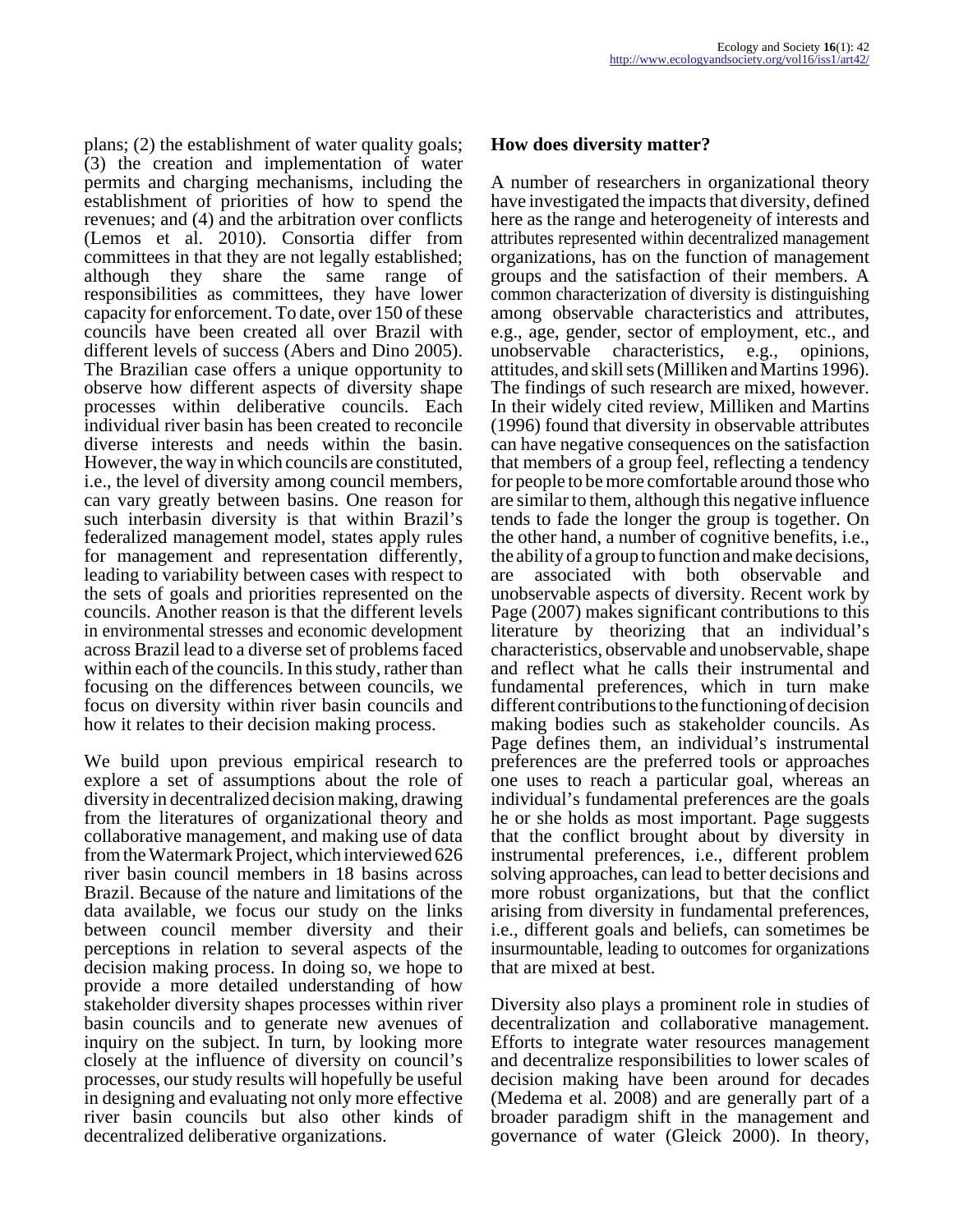plans; (2) the establishment of water quality goals; (3) the creation and implementation of water permits and charging mechanisms, including the establishment of priorities of how to spend the revenues; and (4) and the arbitration over conflicts (Lemos et al. 2010). Consortia differ from committees in that they are not legally established; although they share the same range of responsibilities as committees, they have lower capacity for enforcement. To date, over 150 of these councils have been created all over Brazil with different levels of success (Abers and Dino 2005). The Brazilian case offers a unique opportunity to observe how different aspects of diversity shape processes within deliberative councils. Each individual river basin has been created to reconcile diverse interests and needs within the basin. However, the way in which councils are constituted, i.e., the level of diversity among council members, can vary greatly between basins. One reason for such interbasin diversity is that within Brazil's federalized management model, states apply rules for management and representation differently, leading to variability between cases with respect to the sets of goals and priorities represented on the councils. Another reason is that the different levels in environmental stresses and economic development across Brazil lead to a diverse set of problems faced within each of the councils. In this study, rather than focusing on the differences between councils, we focus on diversity within river basin councils and how it relates to their decision making process.

We build upon previous empirical research to explore a set of assumptions about the role of diversity in decentralized decision making, drawing from the literatures of organizational theory and collaborative management, and making use of data from the Watermark Project, which interviewed 626 river basin council members in 18 basins across Brazil. Because of the nature and limitations of the data available, we focus our study on the links between council member diversity and their perceptions in relation to several aspects of the decision making process. In doing so, we hope to provide a more detailed understanding of how stakeholder diversity shapes processes within river basin councils and to generate new avenues of inquiry on the subject. In turn, by looking more closely at the influence of diversity on council's processes, our study results will hopefully be useful in designing and evaluating not only more effective river basin councils but also other kinds of decentralized deliberative organizations.

## How does diversity matter?

A number of researchers in organizational theory have investigated the impacts that diversity, defined here as the range and heterogeneity of interests and attributes represented within decentralized management organizations, has on the function of management groups and the satisfaction of their members. A common characterization of diversity is distinguishing among observable characteristics and attributes, e.g., age, gender, sector of employment, etc., and unobservable characteristics, e.g., opinions, attitudes, and skill sets (Milliken and Martins 1996). The findings of such research are mixed, however. In their widely cited review, Milliken and Martins (1996) found that diversity in observable attributes can have negative consequences on the satisfaction that members of a group feel, reflecting a tendency for people to be more comfortable around those who are similar to them, although this negative influence tends to fade the longer the group is together. On the other hand, a number of cognitive benefits, i.e., the ability of a group to function and make decisions, are associated with both observable and unobservable aspects of diversity. Recent work by Page (2007) makes significant contributions to this literature by theorizing that an individual's characteristics, observable and unobservable, shape and reflect what he calls their instrumental and fundamental preferences, which in turn make different contributions to the functioning of decision making bodies such as stakeholder councils. As Page defines them, an individual's instrumental preferences are the preferred tools or approaches one uses to reach a particular goal, whereas an individual's fundamental preferences are the goals he or she holds as most important. Page suggests that the conflict brought about by diversity in instrumental preferences, i.e., different problem solving approaches, can lead to better decisions and more robust organizations, but that the conflict arising from diversity in fundamental preferences, i.e., different goals and beliefs, can sometimes be insurmountable, leading to outcomes for organizations that are mixed at best.

Diversity also plays a prominent role in studies of decentralization and collaborative management. Efforts to integrate water resources management and decentralize responsibilities to lower scales of decision making have been around for decades (Medema et al. 2008) and are generally part of a broader paradigm shift in the management and governance of water (Gleick 2000). In theory,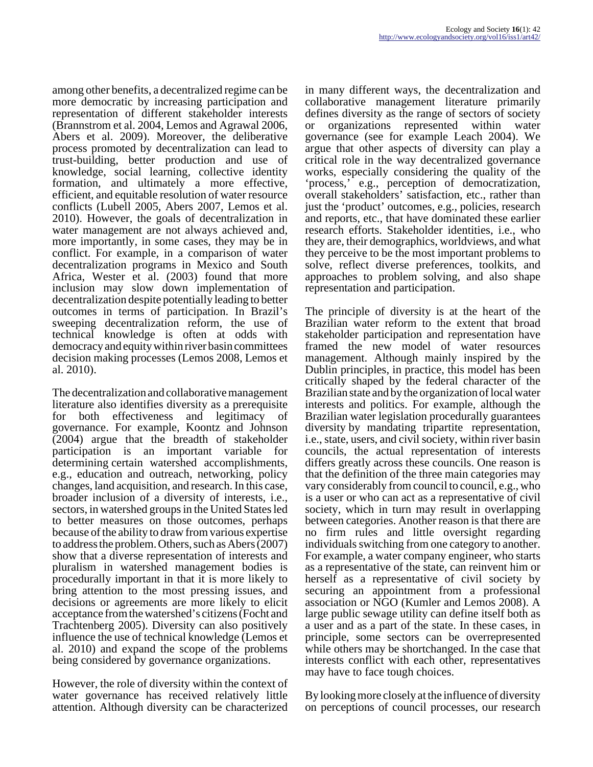among other benefits, a decentralized regime can be more democratic by increasing participation and representation of different stakeholder interests (Brannstrom et al. 2004, Lemos and Agrawal 2006, Abers et al. 2009). Moreover, the deliberative process promoted by decentralization can lead to trust-building, better production and use of knowledge, social learning, collective identity formation, and ultimately a more effective, efficient, and equitable resolution of water resource conflicts (Lubell 2005, Abers 2007, Lemos et al. 2010). However, the goals of decentralization in water management are not always achieved and, more importantly, in some cases, they may be in conflict. For example, in a comparison of water decentralization programs in Mexico and South Africa, Wester et al. (2003) found that more inclusion may slow down implementation of decentralization despite potentially leading to better outcomes in terms of participation. In Brazil's sweeping decentralization reform, the use of technical knowledge is often at odds with democracy and equity within river basin committees decision making processes (Lemos 2008, Lemos et al. 2010).

The decentralization and collaborative management literature also identifies diversity as a prerequisite for both effectiveness and legitimacy of governance. For example, Koontz and Johnson (2004) argue that the breadth of stakeholder participation is an important variable for determining certain watershed accomplishments, e.g., education and outreach, networking, policy changes, land acquisition, and research. In this case, broader inclusion of a diversity of interests, i.e., sectors, in watershed groups in the United States led to better measures on those outcomes, perhaps because of the ability to draw from various expertise to address the problem. Others, such as Abers (2007) show that a diverse representation of interests and pluralism in watershed management bodies is procedurally important in that it is more likely to bring attention to the most pressing issues, and decisions or agreements are more likely to elicit acceptance from the watershed's citizens (Focht and Trachtenberg 2005). Diversity can also positively influence the use of technical knowledge (Lemos et al. 2010) and expand the scope of the problems being considered by governance organizations.

However, the role of diversity within the context of water governance has received relatively little attention. Although diversity can be characterized in many different ways, the decentralization and collaborative management literature primarily defines diversity as the range of sectors of society or organizations represented within water governance (see for example Leach 2004). We argue that other aspects of diversity can play a critical role in the way decentralized governance works, especially considering the quality of the 'process,' e.g., perception of democratization, overall stakeholders' satisfaction, etc., rather than just the 'product' outcomes, e.g., policies, research and reports, etc., that have dominated these earlier research efforts. Stakeholder identities, i.e., who they are, their demographics, worldviews, and what they perceive to be the most important problems to solve, reflect diverse preferences, toolkits, and approaches to problem solving, and also shape representation and participation.

The principle of diversity is at the heart of the Brazilian water reform to the extent that broad stakeholder participation and representation have framed the new model of water resources management. Although mainly inspired by the Dublin principles, in practice, this model has been critically shaped by the federal character of the Brazilian state and by the organization of local water interests and politics. For example, although the Brazilian water legislation procedurally guarantees diversity by mandating tripartite representation, i.e., state, users, and civil society, within river basin councils, the actual representation of interests differs greatly across these councils. One reason is that the definition of the three main categories may vary considerably from council to council, e.g., who is a user or who can act as a representative of civil society, which in turn may result in overlapping between categories. Another reason is that there are no firm rules and little oversight regarding individuals switching from one category to another. For example, a water company engineer, who starts as a representative of the state, can reinvent him or herself as a representative of civil society by securing an appointment from a professional association or NGO (Kumler and Lemos 2008). A large public sewage utility can define itself both as a user and as a part of the state. In these cases, in principle, some sectors can be overrepresented while others may be shortchanged. In the case that interests conflict with each other, representatives may have to face tough choices.

By looking more closely at the influence of diversity on perceptions of council processes, our research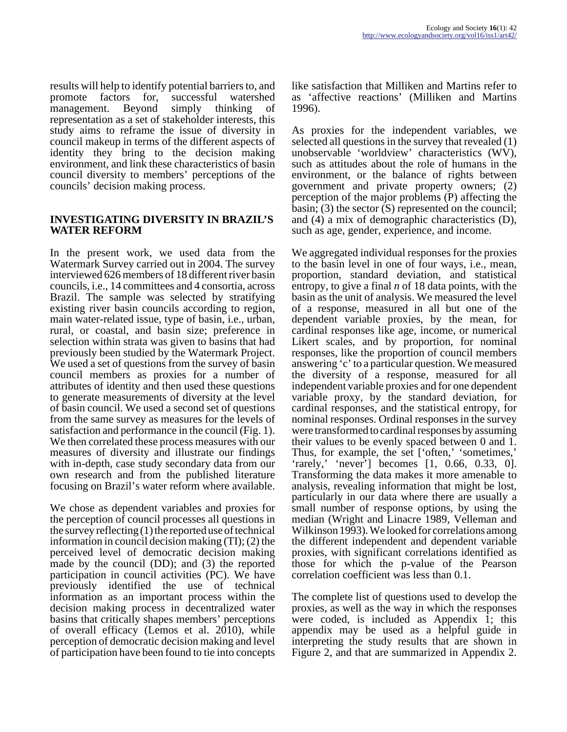results will help to identify potential barriers to, and promote factors for, successful watershed management. Beyond simply thinking of representation as a set of stakeholder interests, this study aims to reframe the issue of diversity in council makeup in terms of the different aspects of identity they bring to the decision making environment, and link these characteristics of basin council diversity to members' perceptions of the councils' decision making process.

## INVESTIGATING DIVERSITY IN BRAZIL'S WATER REFORM

In the present work, we used data from the Watermark Survey carried out in 2004. The survey interviewed 626 members of 18 different river basin councils, i.e., 14 committees and 4 consortia, across Brazil. The sample was selected by stratifying existing river basin councils according to region, main water-related issue, type of basin, i.e., urban, rural, or coastal, and basin size; preference in selection within strata was given to basins that had previously been studied by the Watermark Project. We used a set of questions from the survey of basin council members as proxies for a number of attributes of identity and then used these questions to generate measurements of diversity at the level of basin council. We used a second set of questions from the same survey as measures for the levels of satisfaction and performance in the council (Fig. 1). We then correlated these process measures with our measures of diversity and illustrate our findings with in-depth, case study secondary data from our own research and from the published literature focusing on Brazil's water reform where available.

We chose as dependent variables and proxies for the perception of council processes all questions in the survey reflecting (1) the reported use of technical information in council decision making (TI); (2) the perceived level of democratic decision making made by the council (DD); and (3) the reported participation in council activities (PC). We have previously identified the use of technical information as an important process within the decision making process in decentralized water basins that critically shapes members' perceptions of overall efficacy (Lemos et al. 2010), while perception of democratic decision making and level of participation have been found to tie into concepts like satisfaction that Milliken and Martins refer to as 'affective reactions' (Milliken and Martins 1996).

As proxies for the independent variables, we selected all questions in the survey that revealed (1) unobservable 'worldview' characteristics (WV), such as attitudes about the role of humans in the environment, or the balance of rights between government and private property owners; (2) perception of the major problems (P) affecting the basin; (3) the sector (S) represented on the council; and (4) a mix of demographic characteristics (D), such as age, gender, experience, and income.

We aggregated individual responses for the proxies to the basin level in one of four ways, i.e., mean, proportion, standard deviation, and statistical entropy, to give a final *n* of 18 data points, with the basin as the unit of analysis. We measured the level of a response, measured in all but one of the dependent variable proxies, by the mean, for cardinal responses like age, income, or numerical Likert scales, and by proportion, for nominal responses, like the proportion of council members answering 'c' to a particular question. We measured the diversity of a response, measured for all independent variable proxies and for one dependent variable proxy, by the standard deviation, for cardinal responses, and the statistical entropy, for nominal responses. Ordinal responses in the survey were transformed to cardinal responses by assuming their values to be evenly spaced between 0 and 1. Thus, for example, the set ['often,' 'sometimes,' 'rarely,' 'never'] becomes [1, 0.66, 0.33, 0]. Transforming the data makes it more amenable to analysis, revealing information that might be lost, particularly in our data where there are usually a small number of response options, by using the median (Wright and Linacre 1989, Velleman and Wilkinson 1993). We looked for correlations among the different independent and dependent variable proxies, with significant correlations identified as those for which the p-value of the Pearson correlation coefficient was less than 0.1.

The complete list of questions used to develop the proxies, as well as the way in which the responses were coded, is included as Appendix 1; this appendix may be used as a helpful guide in interpreting the study results that are shown in Figure 2, and that are summarized in Appendix 2.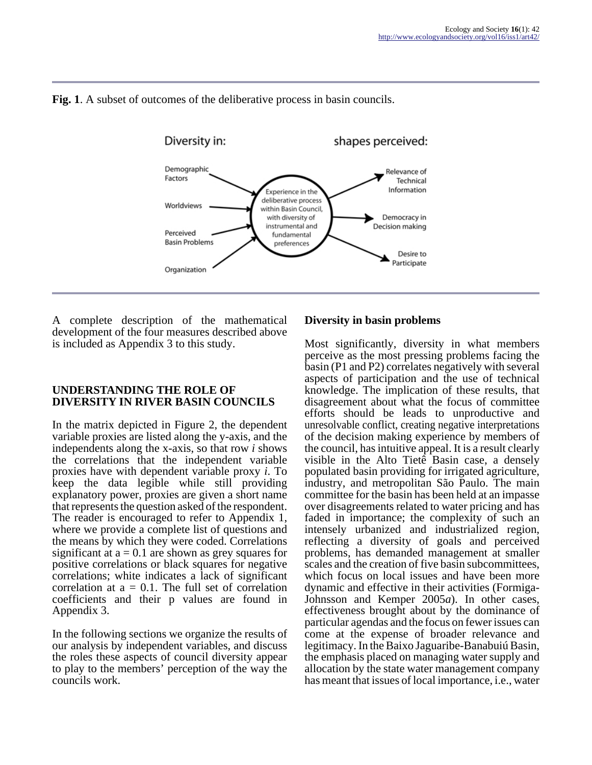**Fig. 1**. A subset of outcomes of the deliberative process in basin councils.

Diversity in: shapes perceived:

Demographic Factors

Worldviews

Perceived Basin Problems

Organization

Experience in the deliberative process within Basin Council, with diversity of instrumental and fundamental preferences

Relevance of Technical Information

Democracy in Decision making

Desire to Participate

A complete description of the mathematical development of the four measures described above is included as Appendix 3 to this study.

## UNDERSTANDING THE ROLE OF DIVERSITY IN RIVER BASIN COUNCILS

In the matrix depicted in Figure 2, the dependent variable proxies are listed along the y-axis, and the independents along the x-axis, so that row *i* shows the correlations that the independent variable proxies have with dependent variable proxy *i*. To keep the data legible while still providing explanatory power, proxies are given a short name that represents the question asked of the respondent. The reader is encouraged to refer to Appendix 1, where we provide a complete list of questions and the means by which they were coded. Correlations significant at a = 0.1 are shown as grey squares for positive correlations or black squares for negative correlations; white indicates a lack of significant correlation at a = 0.1. The full set of correlation coefficients and their p values are found in Appendix 3.

In the following sections we organize the results of our analysis by independent variables, and discuss the roles these aspects of council diversity appear to play to the members' perception of the way the councils work.

### Diversity in basin problems

Most significantly, diversity in what members perceive as the most pressing problems facing the basin (P1 and P2) correlates negatively with several aspects of participation and the use of technical knowledge. The implication of these results, that disagreement about what the focus of committee efforts should be leads to unproductive and unresolvable conflict, creating negative interpretations of the decision making experience by members of the council, has intuitive appeal. It is a result clearly visible in the Alto Tietê Basin case, a densely populated basin providing for irrigated agriculture, industry, and metropolitan São Paulo. The main committee for the basin has been held at an impasse over disagreements related to water pricing and has faded in importance; the complexity of such an intensely urbanized and industrialized region, reflecting a diversity of goals and perceived problems, has demanded management at smaller scales and the creation of five basin subcommittees, which focus on local issues and have been more dynamic and effective in their activities (Formiga-Johnsson and Kemper 2005*a*). In other cases, effectiveness brought about by the dominance of particular agendas and the focus on fewer issues can come at the expense of broader relevance and legitimacy. In the Baixo Jaguaribe-Banabuiú Basin, the emphasis placed on managing water supply and allocation by the state water management company has meant that issues of local importance, i.e., water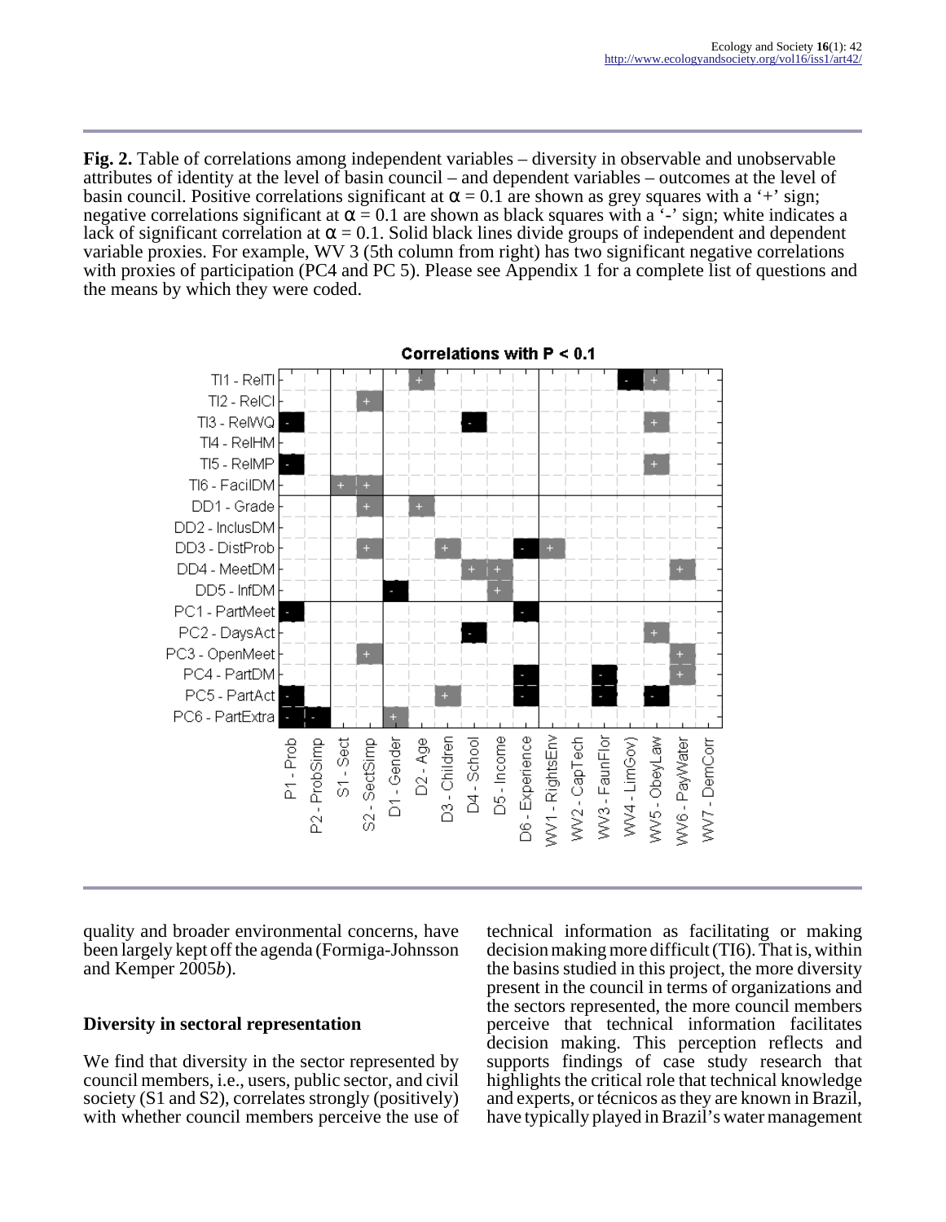**Fig. 2.** Table of correlations among independent variables – diversity in observable and unobservable attributes of identity at the level of basin council – and dependent variables – outcomes at the level of basin council. Positive correlations significant at $\alpha = 0.1$ are shown as grey squares with a '+' sign; negative correlations significant at $\alpha = 0.1$ are shown as black squares with a '-' sign; white indicates a lack of significant correlation at $\alpha = 0.1$. Solid black lines divide groups of independent and dependent variable proxies. For example, WV 3 (5th column from right) has two significant negative correlations with proxies of participation (PC4 and PC 5). Please see Appendix 1 for a complete list of questions and the means by which they were coded.

**Correlations with P < 0.1**

| | P1 - Prob | P2 - ProbSimp | S1 - Sect | S2 - SectSimp | D1 - Gender | D2 - Age | D3 - Children | D4 - School | D5 - Income | D6 - Experience | WV1 - RightsEnv | WV2 - CapTech | WV3 - FaunFlor | WV4 - LimGov) | WV5 - ObeyLaw | WV6 - PayWater | WV7 - DemCorr |
|---|---|---|---|---|---|---|---|---|---|---|---|---|---|---|---|---|---|
| TI1 - RelTI | | | | | | + | | | | | | | | - | + | | |
| TI2 - RelCI | | | | + | | | | | | | | | | | | | |
| TI3 - RelWQ | - | | | | | | | - | | | | | | | + | | |
| TI4 - RelHM | | | | | | | | | | | | | | | | | |
| TI5 - RelMP | - | | | | | | | | | | | | | | + | | |
| TI6 - FacilDM | | | + | + | | | | | | | | | | | | | |
| DD1 - Grade | | | | + | | + | | | | | | | | | | | |
| DD2 - InclusDM | | | | | | | | | | | | | | | | | |
| DD3 - DistProb | | | | + | | | + | | | - | + | | | | | | |
| DD4 - MeetDM | | | | | | | | + | + | | | | | | | + | |
| DD5 - InfDM | | | | | - | | | | + | | | | | | | | |
| PC1 - PartMeet | - | | | | | | | | | - | | | | | | | |
| PC2 - DaysAct | | | | | | | | - | | | | | | | + | | |
| PC3 - OpenMeet | | | | + | | | | | | | | | | | | + | |
| PC4 - PartDM | | | | | | | | | | - | | | - | | | + | |
| PC5 - PartAct | - | | | | | | + | | | - | | | - | | - | | |
| PC6 - PartExtra | - | - | | | + | | | | | | | | | | | | |

quality and broader environmental concerns, have been largely kept off the agenda (Formiga-Johnsson and Kemper 2005*b*).

## Diversity in sectoral representation

We find that diversity in the sector represented by council members, i.e., users, public sector, and civil society (S1 and S2), correlates strongly (positively) with whether council members perceive the use of technical information as facilitating or making decision making more difficult (TI6). That is, within the basins studied in this project, the more diversity present in the council in terms of organizations and the sectors represented, the more council members perceive that technical information facilitates decision making. This perception reflects and supports findings of case study research that highlights the critical role that technical knowledge and experts, or técnicos as they are known in Brazil, have typically played in Brazil's water management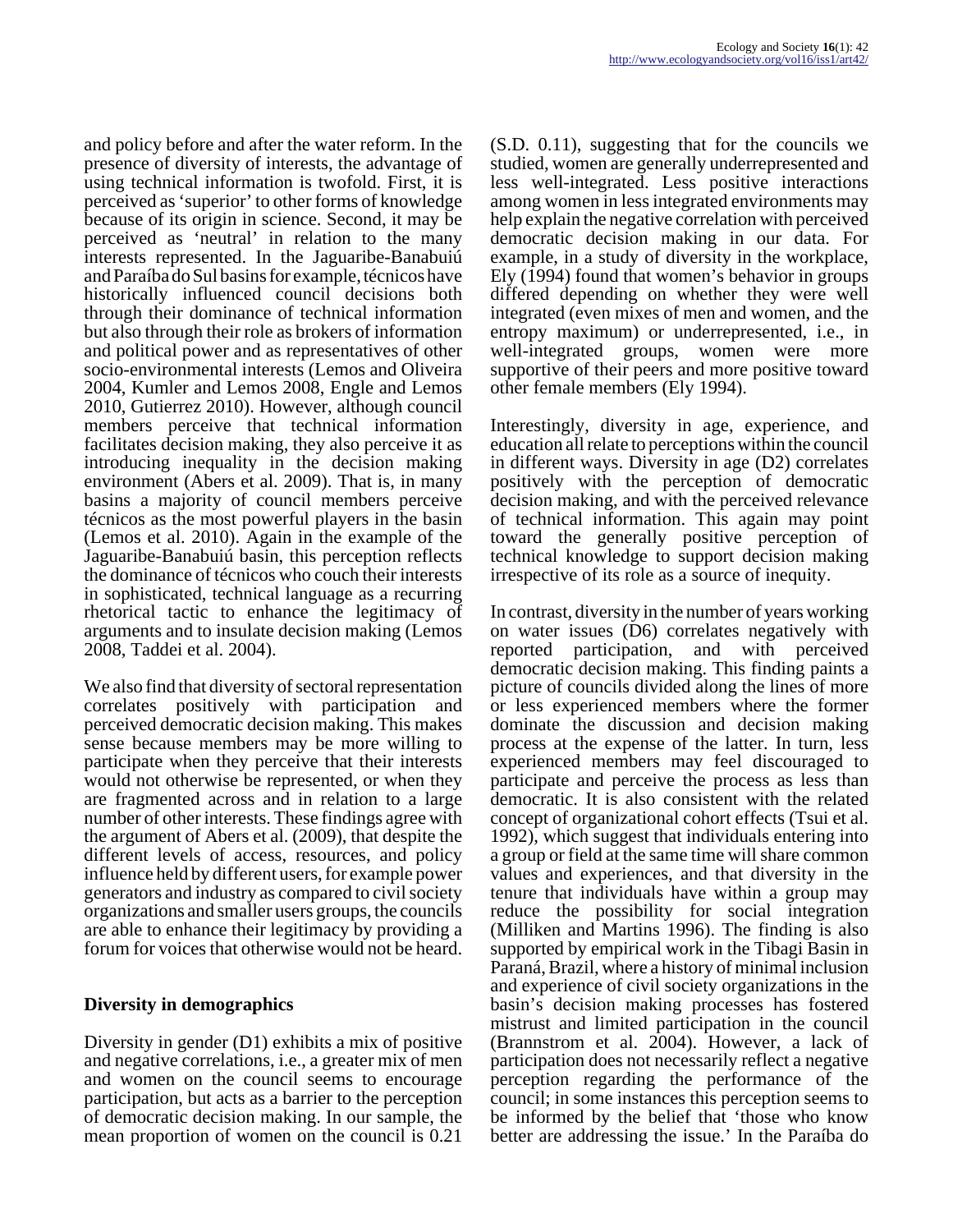and policy before and after the water reform. In the presence of diversity of interests, the advantage of using technical information is twofold. First, it is perceived as 'superior' to other forms of knowledge because of its origin in science. Second, it may be perceived as 'neutral' in relation to the many interests represented. In the Jaguaribe-Banabuiú and Paraíba do Sul basins for example, técnicos have historically influenced council decisions both through their dominance of technical information but also through their role as brokers of information and political power and as representatives of other socio-environmental interests (Lemos and Oliveira 2004, Kumler and Lemos 2008, Engle and Lemos 2010, Gutierrez 2010). However, although council members perceive that technical information facilitates decision making, they also perceive it as introducing inequality in the decision making environment (Abers et al. 2009). That is, in many basins a majority of council members perceive técnicos as the most powerful players in the basin (Lemos et al. 2010). Again in the example of the Jaguaribe-Banabuiú basin, this perception reflects the dominance of técnicos who couch their interests in sophisticated, technical language as a recurring rhetorical tactic to enhance the legitimacy of arguments and to insulate decision making (Lemos 2008, Taddei et al. 2004).

We also find that diversity of sectoral representation correlates positively with participation and perceived democratic decision making. This makes sense because members may be more willing to participate when they perceive that their interests would not otherwise be represented, or when they are fragmented across and in relation to a large number of other interests. These findings agree with the argument of Abers et al. (2009), that despite the different levels of access, resources, and policy influence held by different users, for example power generators and industry as compared to civil society organizations and smaller users groups, the councils are able to enhance their legitimacy by providing a forum for voices that otherwise would not be heard.

## Diversity in demographics

Diversity in gender (D1) exhibits a mix of positive and negative correlations, i.e., a greater mix of men and women on the council seems to encourage participation, but acts as a barrier to the perception of democratic decision making. In our sample, the mean proportion of women on the council is 0.21 (S.D. 0.11), suggesting that for the councils we studied, women are generally underrepresented and less well-integrated. Less positive interactions among women in less integrated environments may help explain the negative correlation with perceived democratic decision making in our data. For example, in a study of diversity in the workplace, Ely (1994) found that women's behavior in groups differed depending on whether they were well integrated (even mixes of men and women, and the entropy maximum) or underrepresented, i.e., in well-integrated groups, women were more supportive of their peers and more positive toward other female members (Ely 1994).

Interestingly, diversity in age, experience, and education all relate to perceptions within the council in different ways. Diversity in age (D2) correlates positively with the perception of democratic decision making, and with the perceived relevance of technical information. This again may point toward the generally positive perception of technical knowledge to support decision making irrespective of its role as a source of inequity.

In contrast, diversity in the number of years working on water issues (D6) correlates negatively with reported participation, and with perceived democratic decision making. This finding paints a picture of councils divided along the lines of more or less experienced members where the former dominate the discussion and decision making process at the expense of the latter. In turn, less experienced members may feel discouraged to participate and perceive the process as less than democratic. It is also consistent with the related concept of organizational cohort effects (Tsui et al. 1992), which suggest that individuals entering into a group or field at the same time will share common values and experiences, and that diversity in the tenure that individuals have within a group may reduce the possibility for social integration (Milliken and Martins 1996). The finding is also supported by empirical work in the Tibagi Basin in Paraná, Brazil, where a history of minimal inclusion and experience of civil society organizations in the basin's decision making processes has fostered mistrust and limited participation in the council (Brannstrom et al. 2004). However, a lack of participation does not necessarily reflect a negative perception regarding the performance of the council; in some instances this perception seems to be informed by the belief that 'those who know better are addressing the issue.' In the Paraíba do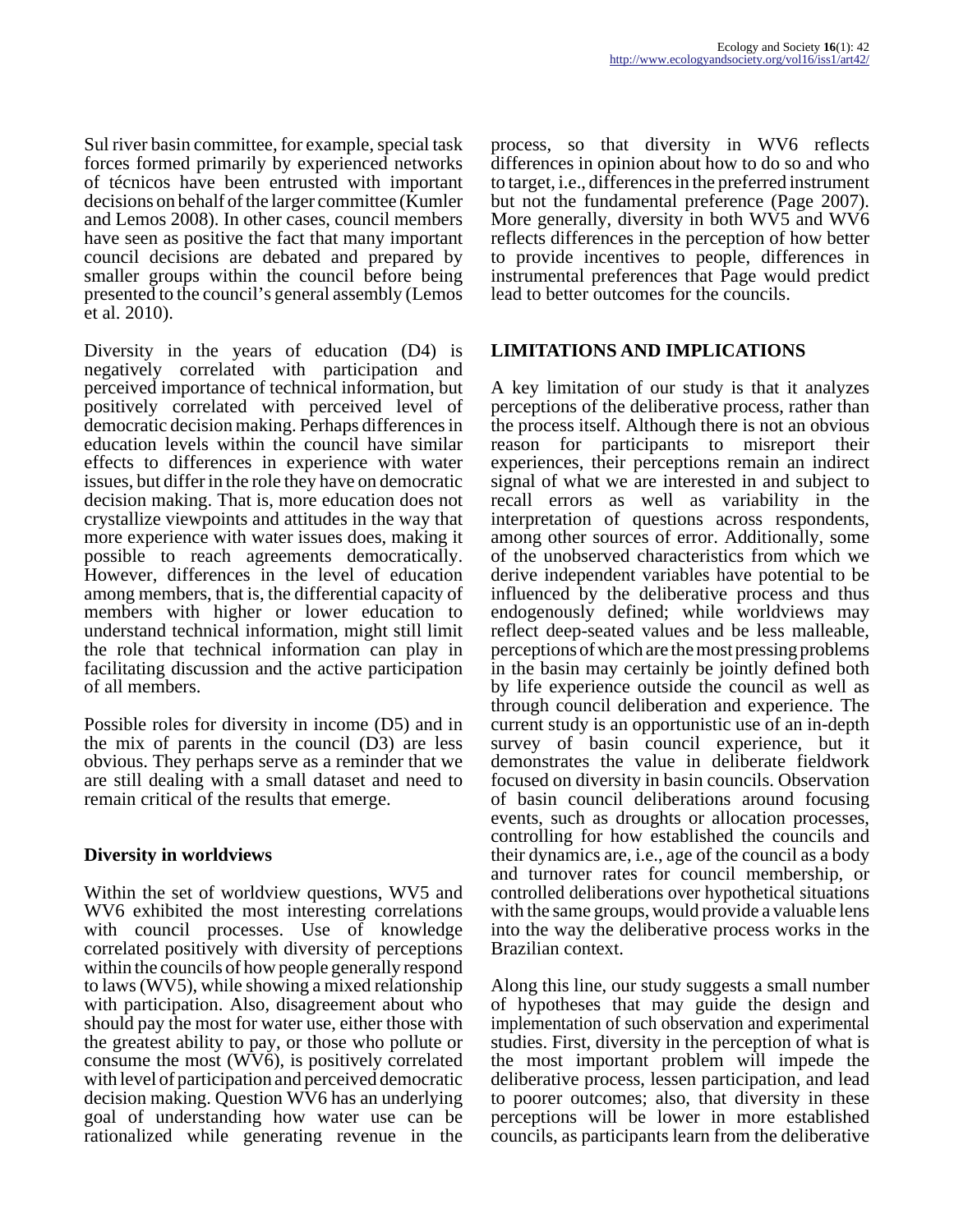Sul river basin committee, for example, special task forces formed primarily by experienced networks of técnicos have been entrusted with important decisions on behalf of the larger committee (Kumler and Lemos 2008). In other cases, council members have seen as positive the fact that many important council decisions are debated and prepared by smaller groups within the council before being presented to the council's general assembly (Lemos et al. 2010).

Diversity in the years of education (D4) is negatively correlated with participation and perceived importance of technical information, but positively correlated with perceived level of democratic decision making. Perhaps differences in education levels within the council have similar effects to differences in experience with water issues, but differ in the role they have on democratic decision making. That is, more education does not crystallize viewpoints and attitudes in the way that more experience with water issues does, making it possible to reach agreements democratically. However, differences in the level of education among members, that is, the differential capacity of members with higher or lower education to understand technical information, might still limit the role that technical information can play in facilitating discussion and the active participation of all members.

Possible roles for diversity in income (D5) and in the mix of parents in the council (D3) are less obvious. They perhaps serve as a reminder that we are still dealing with a small dataset and need to remain critical of the results that emerge.

### Diversity in worldviews

Within the set of worldview questions, WV5 and WV6 exhibited the most interesting correlations with council processes. Use of knowledge correlated positively with diversity of perceptions within the councils of how people generally respond to laws (WV5), while showing a mixed relationship with participation. Also, disagreement about who should pay the most for water use, either those with the greatest ability to pay, or those who pollute or consume the most (WV6), is positively correlated with level of participation and perceived democratic decision making. Question WV6 has an underlying goal of understanding how water use can be rationalized while generating revenue in the process, so that diversity in WV6 reflects differences in opinion about how to do so and who to target, i.e., differences in the preferred instrument but not the fundamental preference (Page 2007). More generally, diversity in both WV5 and WV6 reflects differences in the perception of how better to provide incentives to people, differences in instrumental preferences that Page would predict lead to better outcomes for the councils.

## LIMITATIONS AND IMPLICATIONS

A key limitation of our study is that it analyzes perceptions of the deliberative process, rather than the process itself. Although there is not an obvious reason for participants to misreport their experiences, their perceptions remain an indirect signal of what we are interested in and subject to recall errors as well as variability in the interpretation of questions across respondents, among other sources of error. Additionally, some of the unobserved characteristics from which we derive independent variables have potential to be influenced by the deliberative process and thus endogenously defined; while worldviews may reflect deep-seated values and be less malleable, perceptions of which are the most pressing problems in the basin may certainly be jointly defined both by life experience outside the council as well as through council deliberation and experience. The current study is an opportunistic use of an in-depth survey of basin council experience, but it demonstrates the value in deliberate fieldwork focused on diversity in basin councils. Observation of basin council deliberations around focusing events, such as droughts or allocation processes, controlling for how established the councils and their dynamics are, i.e., age of the council as a body and turnover rates for council membership, or controlled deliberations over hypothetical situations with the same groups, would provide a valuable lens into the way the deliberative process works in the Brazilian context.

Along this line, our study suggests a small number of hypotheses that may guide the design and implementation of such observation and experimental studies. First, diversity in the perception of what is the most important problem will impede the deliberative process, lessen participation, and lead to poorer outcomes; also, that diversity in these perceptions will be lower in more established councils, as participants learn from the deliberative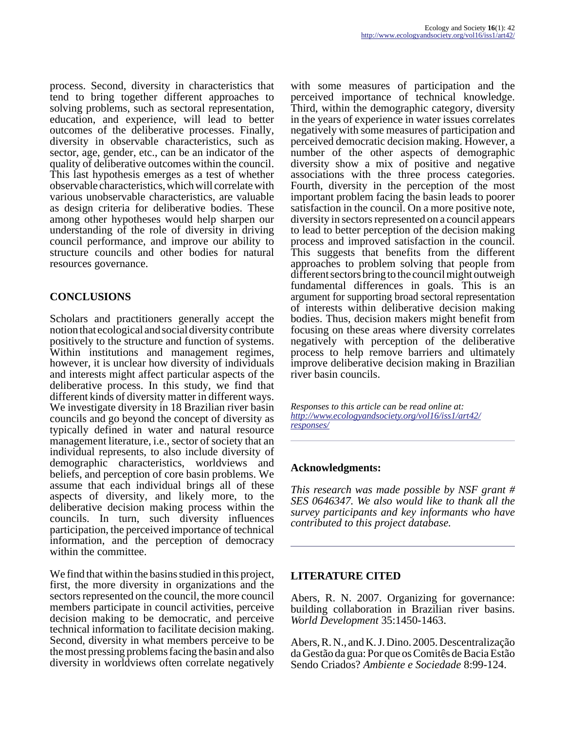process. Second, diversity in characteristics that tend to bring together different approaches to solving problems, such as sectoral representation, education, and experience, will lead to better outcomes of the deliberative processes. Finally, diversity in observable characteristics, such as sector, age, gender, etc., can be an indicator of the quality of deliberative outcomes within the council. This last hypothesis emerges as a test of whether observable characteristics, which will correlate with various unobservable characteristics, are valuable as design criteria for deliberative bodies. These among other hypotheses would help sharpen our understanding of the role of diversity in driving council performance, and improve our ability to structure councils and other bodies for natural resources governance.

## CONCLUSIONS

Scholars and practitioners generally accept the notion that ecological and social diversity contribute positively to the structure and function of systems. Within institutions and management regimes, however, it is unclear how diversity of individuals and interests might affect particular aspects of the deliberative process. In this study, we find that different kinds of diversity matter in different ways. We investigate diversity in 18 Brazilian river basin councils and go beyond the concept of diversity as typically defined in water and natural resource management literature, i.e., sector of society that an individual represents, to also include diversity of demographic characteristics, worldviews and beliefs, and perception of core basin problems. We assume that each individual brings all of these aspects of diversity, and likely more, to the deliberative decision making process within the councils. In turn, such diversity influences participation, the perceived importance of technical information, and the perception of democracy within the committee.

We find that within the basins studied in this project, first, the more diversity in organizations and the sectors represented on the council, the more council members participate in council activities, perceive decision making to be democratic, and perceive technical information to facilitate decision making. Second, diversity in what members perceive to be the most pressing problems facing the basin and also diversity in worldviews often correlate negatively with some measures of participation and the perceived importance of technical knowledge. Third, within the demographic category, diversity in the years of experience in water issues correlates negatively with some measures of participation and perceived democratic decision making. However, a number of the other aspects of demographic diversity show a mix of positive and negative associations with the three process categories. Fourth, diversity in the perception of the most important problem facing the basin leads to poorer satisfaction in the council. On a more positive note, diversity in sectors represented on a council appears to lead to better perception of the decision making process and improved satisfaction in the council. This suggests that benefits from the different approaches to problem solving that people from different sectors bring to the council might outweigh fundamental differences in goals. This is an argument for supporting broad sectoral representation of interests within deliberative decision making bodies. Thus, decision makers might benefit from focusing on these areas where diversity correlates negatively with perception of the deliberative process to help remove barriers and ultimately improve deliberative decision making in Brazilian river basin councils.

*Responses to this article can be read online at:* *http://www.ecologyandsociety.org/vol16/iss1/art42/responses/*

### Acknowledgments:

*This research was made possible by NSF grant # SES 0646347. We also would like to thank all the survey participants and key informants who have contributed to this project database.*

## LITERATURE CITED

Abers, R. N. 2007. Organizing for governance: building collaboration in Brazilian river basins. *World Development* 35:1450-1463.

Abers, R. N., and K. J. Dino. 2005. Descentralização da Gestão da gua: Por que os Comitês de Bacia Estão Sendo Criados? *Ambiente e Sociedade* 8:99-124.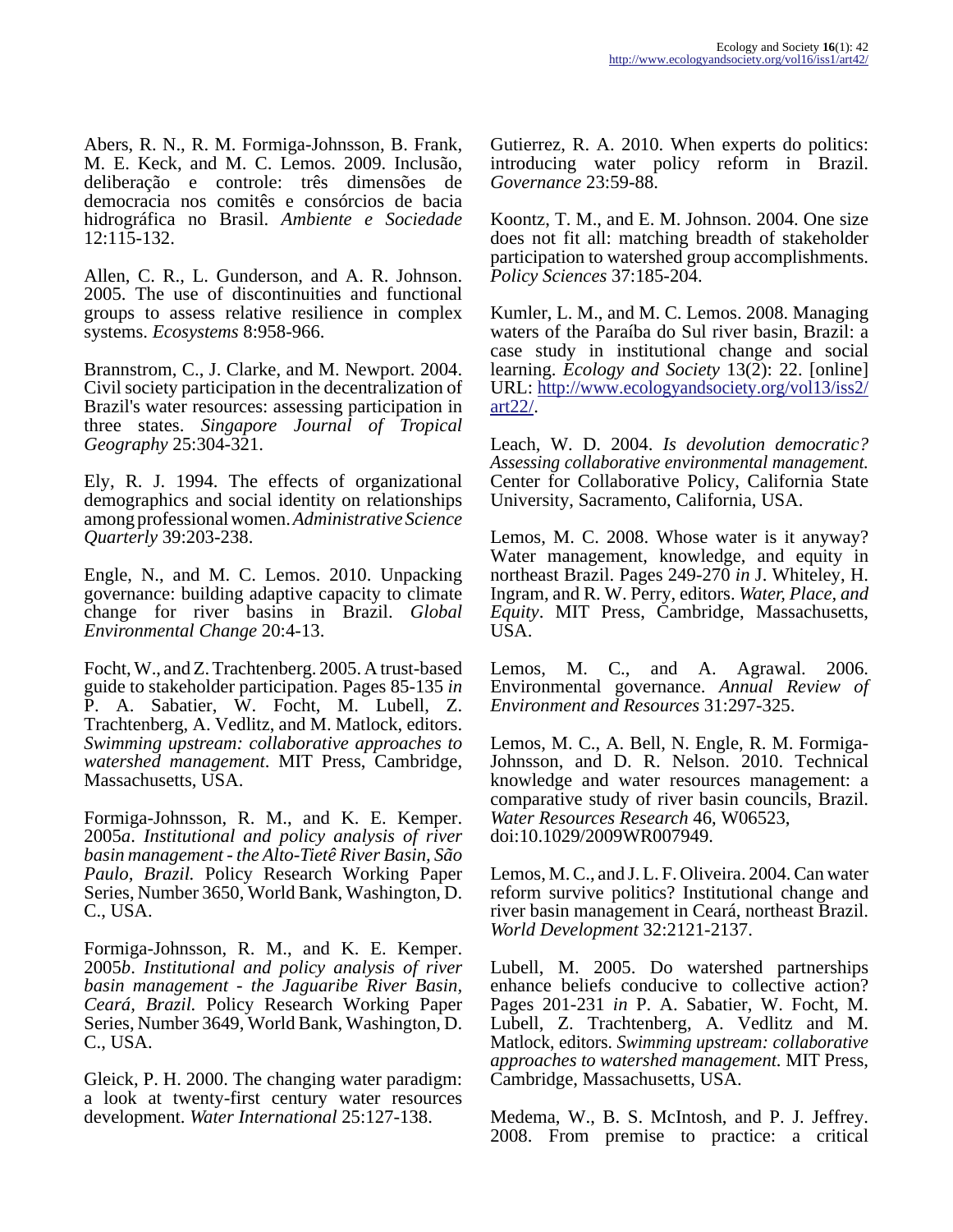Abers, R. N., R. M. Formiga-Johnsson, B. Frank, M. E. Keck, and M. C. Lemos. 2009. Inclusão, deliberação e controle: três dimensões de democracia nos comitês e consórcios de bacia hidrográfica no Brasil. *Ambiente e Sociedade* 12:115-132.

Allen, C. R., L. Gunderson, and A. R. Johnson. 2005. The use of discontinuities and functional groups to assess relative resilience in complex systems. *Ecosystems* 8:958-966.

Brannstrom, C., J. Clarke, and M. Newport. 2004. Civil society participation in the decentralization of Brazil's water resources: assessing participation in three states. *Singapore Journal of Tropical Geography* 25:304-321.

Ely, R. J. 1994. The effects of organizational demographics and social identity on relationships among professional women. *Administrative Science Quarterly* 39:203-238.

Engle, N., and M. C. Lemos. 2010. Unpacking governance: building adaptive capacity to climate change for river basins in Brazil. *Global Environmental Change* 20:4-13.

Focht, W., and Z. Trachtenberg. 2005. A trust-based guide to stakeholder participation. Pages 85-135 *in* P. A. Sabatier, W. Focht, M. Lubell, Z. Trachtenberg, A. Vedlitz, and M. Matlock, editors. *Swimming upstream: collaborative approaches to watershed management*. MIT Press, Cambridge, Massachusetts, USA.

Formiga-Johnsson, R. M., and K. E. Kemper. 2005*a*. *Institutional and policy analysis of river basin management - the Alto-Tietê River Basin, São Paulo, Brazil.* Policy Research Working Paper Series, Number 3650, World Bank, Washington, D. C., USA.

Formiga-Johnsson, R. M., and K. E. Kemper. 2005*b*. *Institutional and policy analysis of river basin management - the Jaguaribe River Basin, Ceará, Brazil.* Policy Research Working Paper Series, Number 3649, World Bank, Washington, D. C., USA.

Gleick, P. H. 2000. The changing water paradigm: a look at twenty-first century water resources development. *Water International* 25:127-138.

Gutierrez, R. A. 2010. When experts do politics: introducing water policy reform in Brazil. *Governance* 23:59-88.

Koontz, T. M., and E. M. Johnson. 2004. One size does not fit all: matching breadth of stakeholder participation to watershed group accomplishments. *Policy Sciences* 37:185-204.

Kumler, L. M., and M. C. Lemos. 2008. Managing waters of the Paraíba do Sul river basin, Brazil: a case study in institutional change and social learning. *Ecology and Society* 13(2): 22. [online] URL: http://www.ecologyandsociety.org/vol13/iss2/art22/.

Leach, W. D. 2004. *Is devolution democratic? Assessing collaborative environmental management.* Center for Collaborative Policy, California State University, Sacramento, California, USA.

Lemos, M. C. 2008. Whose water is it anyway? Water management, knowledge, and equity in northeast Brazil. Pages 249-270 *in* J. Whiteley, H. Ingram, and R. W. Perry, editors. *Water, Place, and Equity*. MIT Press, Cambridge, Massachusetts, USA.

Lemos, M. C., and A. Agrawal. 2006. Environmental governance. *Annual Review of Environment and Resources* 31:297-325.

Lemos, M. C., A. Bell, N. Engle, R. M. Formiga-Johnsson, and D. R. Nelson. 2010. Technical knowledge and water resources management: a comparative study of river basin councils, Brazil. *Water Resources Research* 46, W06523, doi:10.1029/2009WR007949.

Lemos, M. C., and J. L. F. Oliveira. 2004. Can water reform survive politics? Institutional change and river basin management in Ceará, northeast Brazil. *World Development* 32:2121-2137.

Lubell, M. 2005. Do watershed partnerships enhance beliefs conducive to collective action? Pages 201-231 *in* P. A. Sabatier, W. Focht, M. Lubell, Z. Trachtenberg, A. Vedlitz and M. Matlock, editors. *Swimming upstream: collaborative approaches to watershed management.* MIT Press, Cambridge, Massachusetts, USA.

Medema, W., B. S. McIntosh, and P. J. Jeffrey. 2008. From premise to practice: a critical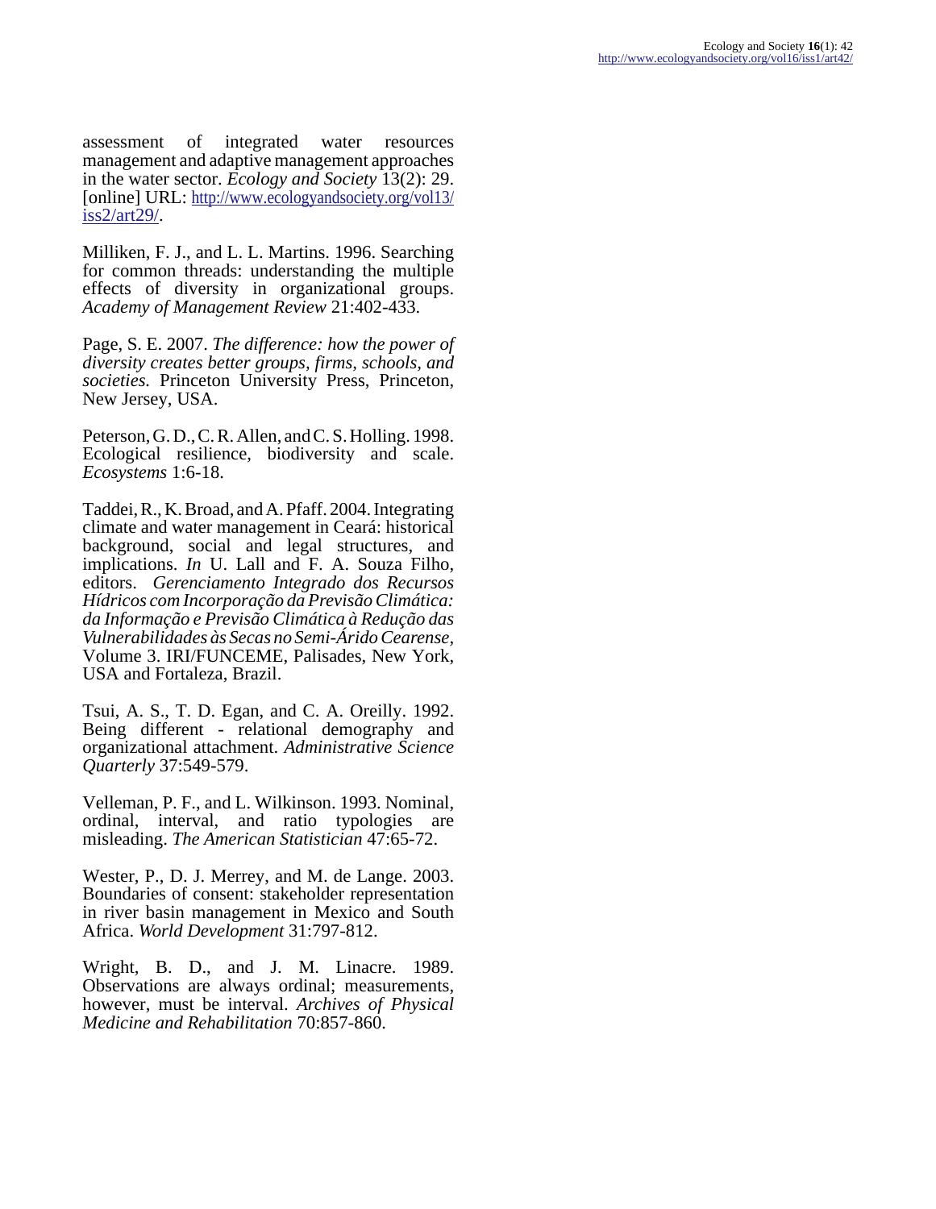assessment of integrated water resources management and adaptive management approaches in the water sector. *Ecology and Society* 13(2): 29. [online] URL: http://www.ecologyandsociety.org/vol13/iss2/art29/.

Milliken, F. J., and L. L. Martins. 1996. Searching for common threads: understanding the multiple effects of diversity in organizational groups. *Academy of Management Review* 21:402-433.

Page, S. E. 2007. *The difference: how the power of diversity creates better groups, firms, schools, and societies.* Princeton University Press, Princeton, New Jersey, USA.

Peterson, G. D., C. R. Allen, and C. S. Holling. 1998. Ecological resilience, biodiversity and scale. *Ecosystems* 1:6-18.

Taddei, R., K. Broad, and A. Pfaff. 2004. Integrating climate and water management in Ceará: historical background, social and legal structures, and implications. *In* U. Lall and F. A. Souza Filho, editors. *Gerenciamento Integrado dos Recursos Hídricos com Incorporação da Previsão Climática: da Informação e Previsão Climática à Redução das Vulnerabilidades às Secas no Semi-Árido Cearense,* Volume 3. IRI/FUNCEME, Palisades, New York, USA and Fortaleza, Brazil.

Tsui, A. S., T. D. Egan, and C. A. Oreilly. 1992. Being different - relational demography and organizational attachment. *Administrative Science Quarterly* 37:549-579.

Velleman, P. F., and L. Wilkinson. 1993. Nominal, ordinal, interval, and ratio typologies are misleading. *The American Statistician* 47:65-72.

Wester, P., D. J. Merrey, and M. de Lange. 2003. Boundaries of consent: stakeholder representation in river basin management in Mexico and South Africa. *World Development* 31:797-812.

Wright, B. D., and J. M. Linacre. 1989. Observations are always ordinal; measurements, however, must be interval. *Archives of Physical Medicine and Rehabilitation* 70:857-860.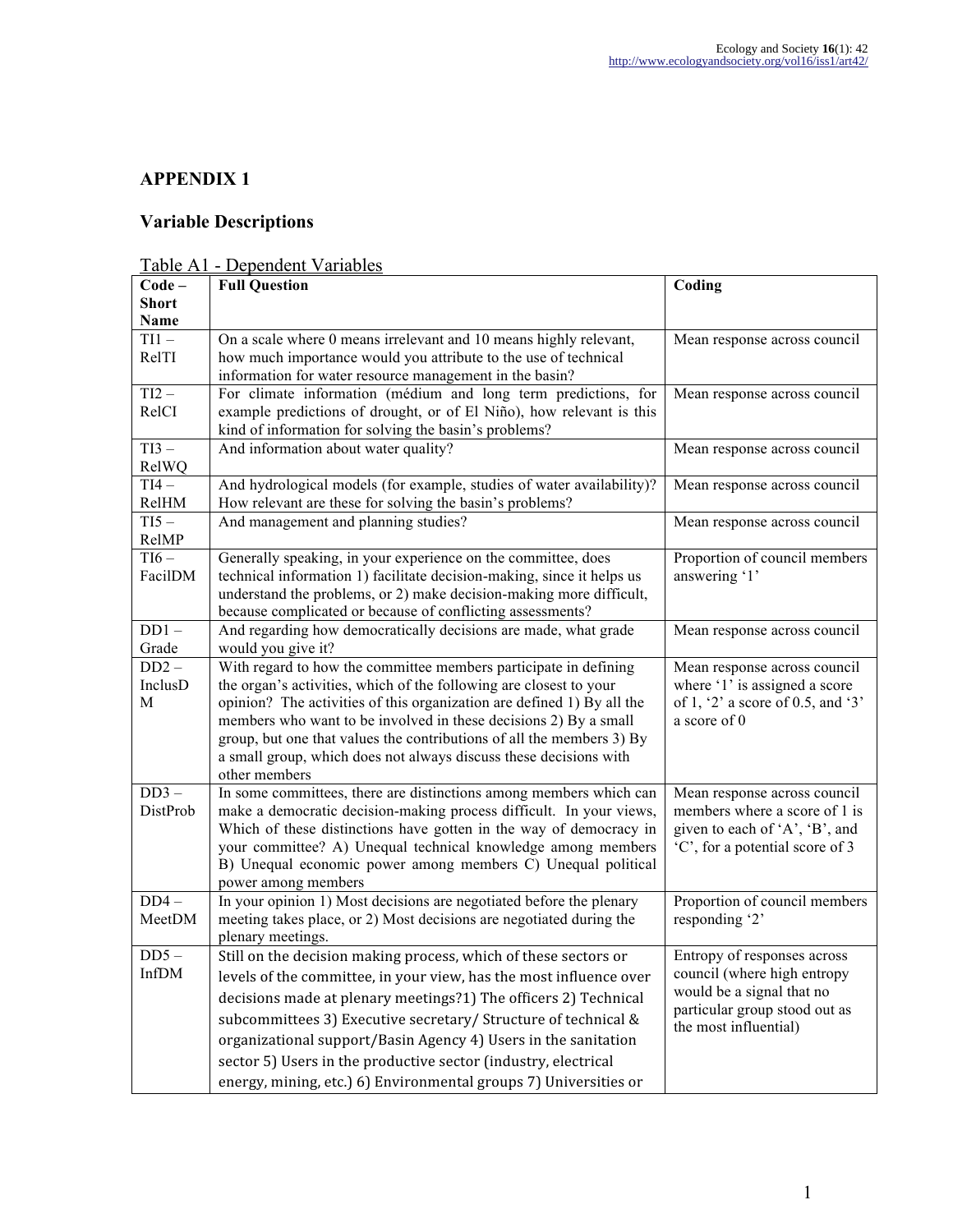# APPENDIX 1

## Variable Descriptions

Table A1 - Dependent Variables

| Code – Short Name | Full Question | Coding |
|---|---|---|
| TI1 – RelTI | On a scale where 0 means irrelevant and 10 means highly relevant, how much importance would you attribute to the use of technical information for water resource management in the basin? | Mean response across council |
| TI2 – RelCI | For climate information (médium and long term predictions, for example predictions of drought, or of El Niño), how relevant is this kind of information for solving the basin's problems? | Mean response across council |
| TI3 – RelWQ | And information about water quality? | Mean response across council |
| TI4 – RelHM | And hydrological models (for example, studies of water availability)? How relevant are these for solving the basin's problems? | Mean response across council |
| TI5 – RelMP | And management and planning studies? | Mean response across council |
| TI6 – FacilDM | Generally speaking, in your experience on the committee, does technical information 1) facilitate decision-making, since it helps us understand the problems, or 2) make decision-making more difficult, because complicated or because of conflicting assessments? | Proportion of council members answering '1' |
| DD1 – Grade | And regarding how democratically decisions are made, what grade would you give it? | Mean response across council |
| DD2 – InclusDM | With regard to how the committee members participate in defining the organ's activities, which of the following are closest to your opinion? The activities of this organization are defined 1) By all the members who want to be involved in these decisions 2) By a small group, but one that values the contributions of all the members 3) By a small group, which does not always discuss these decisions with other members | Mean response across council where '1' is assigned a score of 1, '2' a score of 0.5, and '3' a score of 0 |
| DD3 – DistProb | In some committees, there are distinctions among members which can make a democratic decision-making process difficult. In your views, Which of these distinctions have gotten in the way of democracy in your committee? A) Unequal technical knowledge among members B) Unequal economic power among members C) Unequal political power among members | Mean response across council members where a score of 1 is given to each of 'A', 'B', and 'C', for a potential score of 3 |
| DD4 – MeetDM | In your opinion 1) Most decisions are negotiated before the plenary meeting takes place, or 2) Most decisions are negotiated during the plenary meetings. | Proportion of council members responding '2' |
| DD5 – InfDM | Still on the decision making process, which of these sectors or levels of the committee, in your view, has the most influence over decisions made at plenary meetings?1) The officers 2) Technical subcommittees 3) Executive secretary/ Structure of technical & organizational support/Basin Agency 4) Users in the sanitation sector 5) Users in the productive sector (industry, electrical energy, mining, etc.) 6) Environmental groups 7) Universities or | Entropy of responses across council (where high entropy would be a signal that no particular group stood out as the most influential) |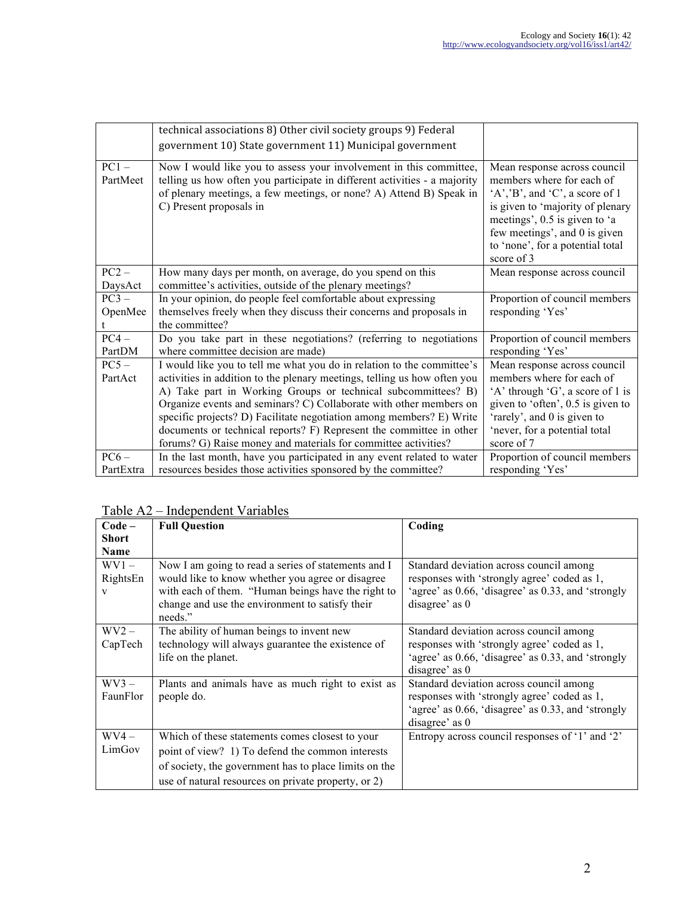| | technical associations 8) Other civil society groups 9) Federal government 10) State government 11) Municipal government | |
|---|---|---|
| PC1 – PartMeet | Now I would like you to assess your involvement in this committee, telling us how often you participate in different activities - a majority of plenary meetings, a few meetings, or none? A) Attend B) Speak in C) Present proposals in | Mean response across council members where for each of 'A','B', and 'C', a score of 1 is given to 'majority of plenary meetings', 0.5 is given to 'a few meetings', and 0 is given to 'none', for a potential total score of 3 |
| PC2 – DaysAct | How many days per month, on average, do you spend on this committee's activities, outside of the plenary meetings? | Mean response across council |
| PC3 – OpenMeet | In your opinion, do people feel comfortable about expressing themselves freely when they discuss their concerns and proposals in the committee? | Proportion of council members responding 'Yes' |
| PC4 – PartDM | Do you take part in these negotiations? (referring to negotiations where committee decision are made) | Proportion of council members responding 'Yes' |
| PC5 – PartAct | I would like you to tell me what you do in relation to the committee's activities in addition to the plenary meetings, telling us how often you A) Take part in Working Groups or technical subcommittees? B) Organize events and seminars? C) Collaborate with other members on specific projects? D) Facilitate negotiation among members? E) Write documents or technical reports? F) Represent the committee in other forums? G) Raise money and materials for committee activities? | Mean response across council members where for each of 'A' through 'G', a score of 1 is given to 'often', 0.5 is given to 'rarely', and 0 is given to 'never, for a potential total score of 7 |
| PC6 – PartExtra | In the last month, have you participated in any event related to water resources besides those activities sponsored by the committee? | Proportion of council members responding 'Yes' |

Table A2 – Independent Variables

| Code – Short Name | Full Question | Coding |
|---|---|---|
| WV1 – RightsEnv | Now I am going to read a series of statements and I would like to know whether you agree or disagree with each of them. "Human beings have the right to change and use the environment to satisfy their needs." | Standard deviation across council among responses with 'strongly agree' coded as 1, 'agree' as 0.66, 'disagree' as 0.33, and 'strongly disagree' as 0 |
| WV2 – CapTech | The ability of human beings to invent new technology will always guarantee the existence of life on the planet. | Standard deviation across council among responses with 'strongly agree' coded as 1, 'agree' as 0.66, 'disagree' as 0.33, and 'strongly disagree' as 0 |
| WV3 – FaunFlor | Plants and animals have as much right to exist as people do. | Standard deviation across council among responses with 'strongly agree' coded as 1, 'agree' as 0.66, 'disagree' as 0.33, and 'strongly disagree' as 0 |
| WV4 – LimGov | Which of these statements comes closest to your point of view? 1) To defend the common interests of society, the government has to place limits on the use of natural resources on private property, or 2) | Entropy across council responses of '1' and '2' |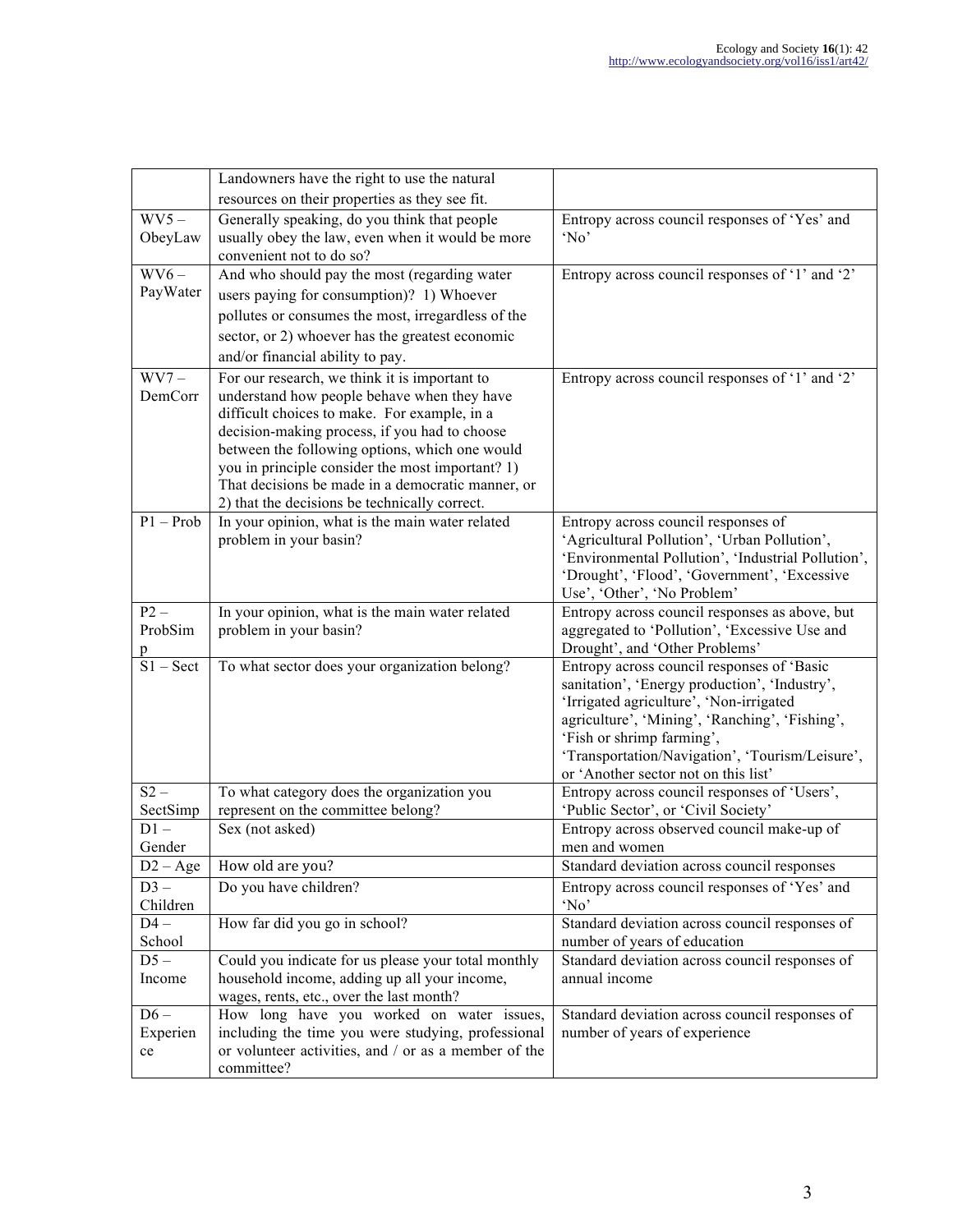| | | |
|---|---|---|
| | Landowners have the right to use the natural resources on their properties as they see fit. | |
| WV5 – ObeyLaw | Generally speaking, do you think that people usually obey the law, even when it would be more convenient not to do so? | Entropy across council responses of ‘Yes’ and ‘No’ |
| WV6 – PayWater | And who should pay the most (regarding water users paying for consumption)? 1) Whoever pollutes or consumes the most, irregardless of the sector, or 2) whoever has the greatest economic and/or financial ability to pay. | Entropy across council responses of ‘1’ and ‘2’ |
| WV7 – DemCorr | For our research, we think it is important to understand how people behave when they have difficult choices to make. For example, in a decision-making process, if you had to choose between the following options, which one would you in principle consider the most important? 1) That decisions be made in a democratic manner, or 2) that the decisions be technically correct. | Entropy across council responses of ‘1’ and ‘2’ |
| P1 – Prob | In your opinion, what is the main water related problem in your basin? | Entropy across council responses of ‘Agricultural Pollution’, ‘Urban Pollution’, ‘Environmental Pollution’, ‘Industrial Pollution’, ‘Drought’, ‘Flood’, ‘Government’, ‘Excessive Use’, ‘Other’, ‘No Problem’ |
| P2 – ProbSimp | In your opinion, what is the main water related problem in your basin? | Entropy across council responses as above, but aggregated to ‘Pollution’, ‘Excessive Use and Drought’, and ‘Other Problems’ |
| S1 – Sect | To what sector does your organization belong? | Entropy across council responses of ‘Basic sanitation’, ‘Energy production’, ‘Industry’, ‘Irrigated agriculture’, ‘Non-irrigated agriculture’, ‘Mining’, ‘Ranching’, ‘Fishing’, ‘Fish or shrimp farming’, ‘Transportation/Navigation’, ‘Tourism/Leisure’, or ‘Another sector not on this list’ |
| S2 – SectSimp | To what category does the organization you represent on the committee belong? | Entropy across council responses of ‘Users’, ‘Public Sector’, or ‘Civil Society’ |
| D1 – Gender | Sex (not asked) | Entropy across observed council make-up of men and women |
| D2 – Age | How old are you? | Standard deviation across council responses |
| D3 – Children | Do you have children? | Entropy across council responses of ‘Yes’ and ‘No’ |
| D4 – School | How far did you go in school? | Standard deviation across council responses of number of years of education |
| D5 – Income | Could you indicate for us please your total monthly household income, adding up all your income, wages, rents, etc., over the last month? | Standard deviation across council responses of annual income |
| D6 – Experience | How long have you worked on water issues, including the time you were studying, professional or volunteer activities, and / or as a member of the committee? | Standard deviation across council responses of number of years of experience |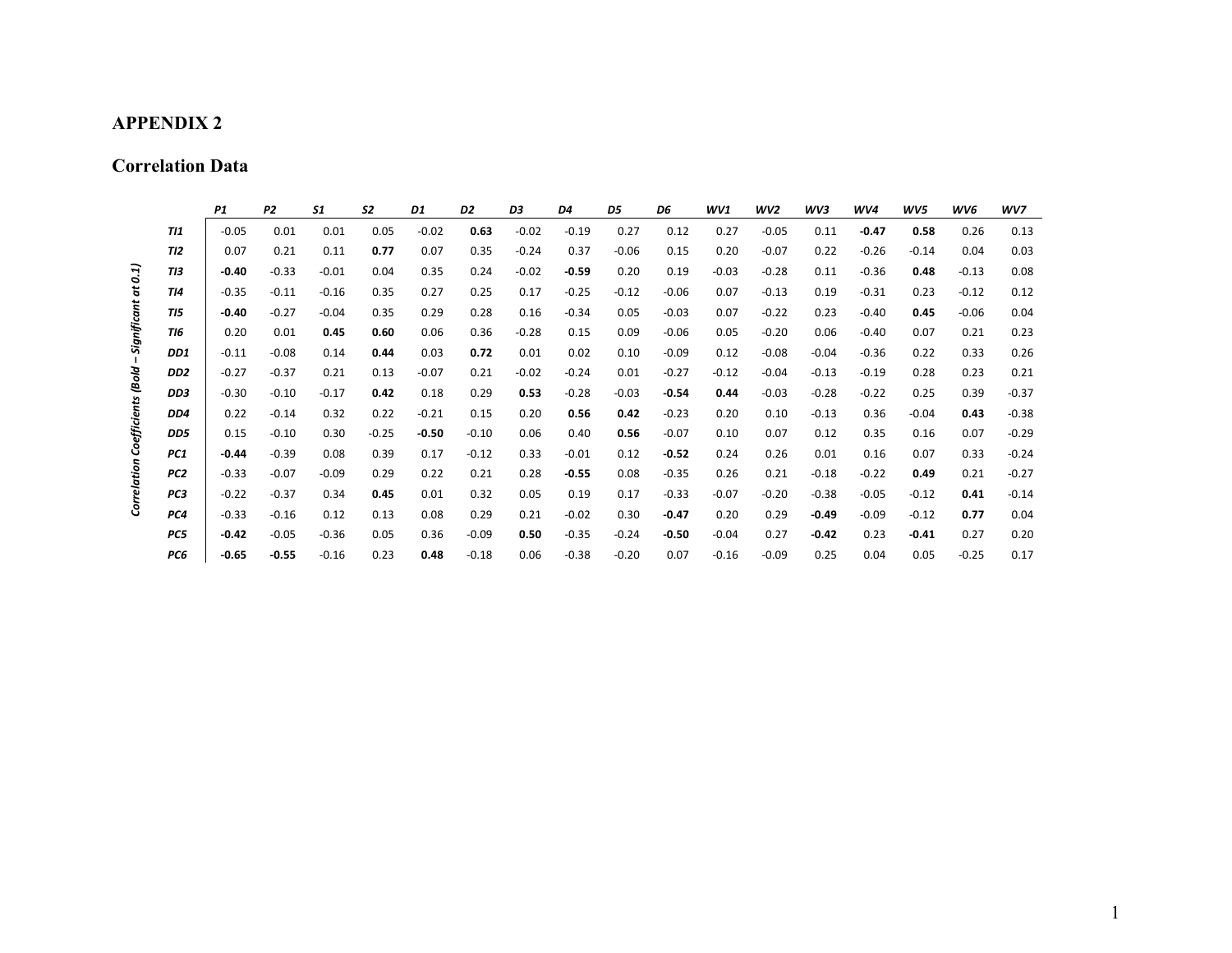# APPENDIX 2

## Correlation Data

*Correlation Coefficients (Bold – Significant at 0.1)*

| | *P1* | *P2* | *S1* | *S2* | *D1* | *D2* | *D3* | *D4* | *D5* | *D6* | *WV1* | *WV2* | *WV3* | *WV4* | *WV5* | *WV6* | *WV7* |
|---|---|---|---|---|---|---|---|---|---|---|---|---|---|---|---|---|---|
| ***TI1*** | -0.05 | 0.01 | 0.01 | 0.05 | -0.02 | **0.63** | -0.02 | -0.19 | 0.27 | 0.12 | 0.27 | -0.05 | 0.11 | **-0.47** | **0.58** | 0.26 | 0.13 |
| ***TI2*** | 0.07 | 0.21 | 0.11 | **0.77** | 0.07 | 0.35 | -0.24 | 0.37 | -0.06 | 0.15 | 0.20 | -0.07 | 0.22 | -0.26 | -0.14 | 0.04 | 0.03 |
| ***TI3*** | **-0.40** | -0.33 | -0.01 | 0.04 | 0.35 | 0.24 | -0.02 | **-0.59** | 0.20 | 0.19 | -0.03 | -0.28 | 0.11 | -0.36 | **0.48** | -0.13 | 0.08 |
| ***TI4*** | -0.35 | -0.11 | -0.16 | 0.35 | 0.27 | 0.25 | 0.17 | -0.25 | -0.12 | -0.06 | 0.07 | -0.13 | 0.19 | -0.31 | 0.23 | -0.12 | 0.12 |
| ***TI5*** | **-0.40** | -0.27 | -0.04 | 0.35 | 0.29 | 0.28 | 0.16 | -0.34 | 0.05 | -0.03 | 0.07 | -0.22 | 0.23 | -0.40 | **0.45** | -0.06 | 0.04 |
| ***TI6*** | 0.20 | 0.01 | **0.45** | **0.60** | 0.06 | 0.36 | -0.28 | 0.15 | 0.09 | -0.06 | 0.05 | -0.20 | 0.06 | -0.40 | 0.07 | 0.21 | 0.23 |
| ***DD1*** | -0.11 | -0.08 | 0.14 | **0.44** | 0.03 | **0.72** | 0.01 | 0.02 | 0.10 | -0.09 | 0.12 | -0.08 | -0.04 | -0.36 | 0.22 | 0.33 | 0.26 |
| ***DD2*** | -0.27 | -0.37 | 0.21 | 0.13 | -0.07 | 0.21 | -0.02 | -0.24 | 0.01 | -0.27 | -0.12 | -0.04 | -0.13 | -0.19 | 0.28 | 0.23 | 0.21 |
| ***DD3*** | -0.30 | -0.10 | -0.17 | **0.42** | 0.18 | 0.29 | **0.53** | -0.28 | -0.03 | **-0.54** | **0.44** | -0.03 | -0.28 | -0.22 | 0.25 | 0.39 | -0.37 |
| ***DD4*** | 0.22 | -0.14 | 0.32 | 0.22 | -0.21 | 0.15 | 0.20 | **0.56** | **0.42** | -0.23 | 0.20 | 0.10 | -0.13 | 0.36 | -0.04 | **0.43** | -0.38 |
| ***DD5*** | 0.15 | -0.10 | 0.30 | -0.25 | **-0.50** | -0.10 | 0.06 | 0.40 | **0.56** | -0.07 | 0.10 | 0.07 | 0.12 | 0.35 | 0.16 | 0.07 | -0.29 |
| ***PC1*** | **-0.44** | -0.39 | 0.08 | 0.39 | 0.17 | -0.12 | 0.33 | -0.01 | 0.12 | **-0.52** | 0.24 | 0.26 | 0.01 | 0.16 | 0.07 | 0.33 | -0.24 |
| ***PC2*** | -0.33 | -0.07 | -0.09 | 0.29 | 0.22 | 0.21 | 0.28 | **-0.55** | 0.08 | -0.35 | 0.26 | 0.21 | -0.18 | -0.22 | **0.49** | 0.21 | -0.27 |
| ***PC3*** | -0.22 | -0.37 | 0.34 | **0.45** | 0.01 | 0.32 | 0.05 | 0.19 | 0.17 | -0.33 | -0.07 | -0.20 | -0.38 | -0.05 | -0.12 | **0.41** | -0.14 |
| ***PC4*** | -0.33 | -0.16 | 0.12 | 0.13 | 0.08 | 0.29 | 0.21 | -0.02 | 0.30 | **-0.47** | 0.20 | 0.29 | **-0.49** | -0.09 | -0.12 | **0.77** | 0.04 |
| ***PC5*** | **-0.42** | -0.05 | -0.36 | 0.05 | 0.36 | -0.09 | **0.50** | -0.35 | -0.24 | **-0.50** | -0.04 | 0.27 | **-0.42** | 0.23 | **-0.41** | 0.27 | 0.20 |
| ***PC6*** | **-0.65** | **-0.55** | -0.16 | 0.23 | **0.48** | -0.18 | 0.06 | -0.38 | -0.20 | 0.07 | -0.16 | -0.09 | 0.25 | 0.04 | 0.05 | -0.25 | 0.17 |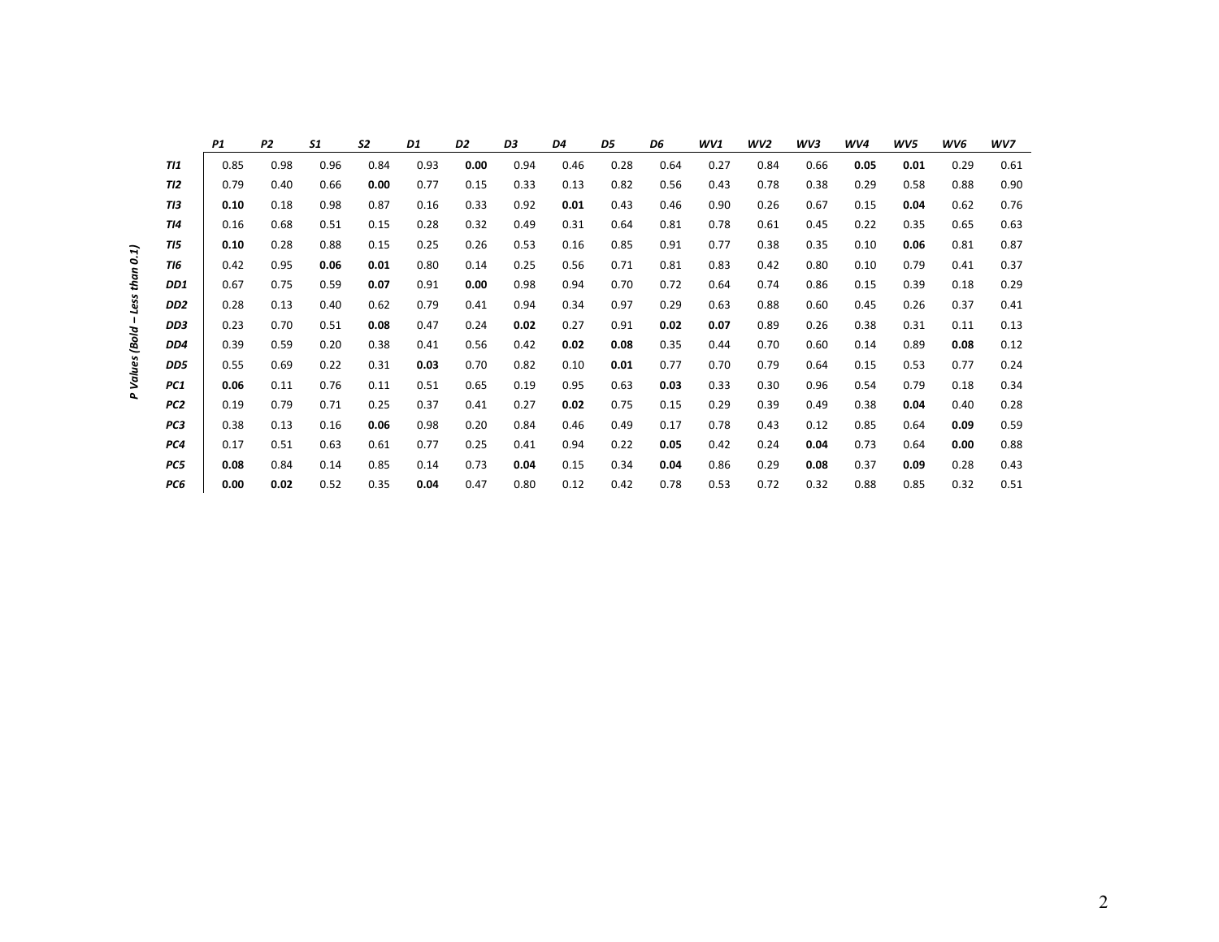*P Values (Bold – Less than 0.1)*

| | *P1* | *P2* | *S1* | *S2* | *D1* | *D2* | *D3* | *D4* | *D5* | *D6* | *WV1* | *WV2* | *WV3* | *WV4* | *WV5* | *WV6* | *WV7* |
|---|---|---|---|---|---|---|---|---|---|---|---|---|---|---|---|---|---|
| *TI1* | 0.85 | 0.98 | 0.96 | 0.84 | 0.93 | **0.00** | 0.94 | 0.46 | 0.28 | 0.64 | 0.27 | 0.84 | 0.66 | **0.05** | **0.01** | 0.29 | 0.61 |
| *TI2* | 0.79 | 0.40 | 0.66 | **0.00** | 0.77 | 0.15 | 0.33 | 0.13 | 0.82 | 0.56 | 0.43 | 0.78 | 0.38 | 0.29 | 0.58 | 0.88 | 0.90 |
| *TI3* | **0.10** | 0.18 | 0.98 | 0.87 | 0.16 | 0.33 | 0.92 | **0.01** | 0.43 | 0.46 | 0.90 | 0.26 | 0.67 | 0.15 | **0.04** | 0.62 | 0.76 |
| *TI4* | 0.16 | 0.68 | 0.51 | 0.15 | 0.28 | 0.32 | 0.49 | 0.31 | 0.64 | 0.81 | 0.78 | 0.61 | 0.45 | 0.22 | 0.35 | 0.65 | 0.63 |
| *TI5* | **0.10** | 0.28 | 0.88 | 0.15 | 0.25 | 0.26 | 0.53 | 0.16 | 0.85 | 0.91 | 0.77 | 0.38 | 0.35 | 0.10 | **0.06** | 0.81 | 0.87 |
| *TI6* | 0.42 | 0.95 | **0.06** | **0.01** | 0.80 | 0.14 | 0.25 | 0.56 | 0.71 | 0.81 | 0.83 | 0.42 | 0.80 | 0.10 | 0.79 | 0.41 | 0.37 |
| *DD1* | 0.67 | 0.75 | 0.59 | **0.07** | 0.91 | **0.00** | 0.98 | 0.94 | 0.70 | 0.72 | 0.64 | 0.74 | 0.86 | 0.15 | 0.39 | 0.18 | 0.29 |
| *DD2* | 0.28 | 0.13 | 0.40 | 0.62 | 0.79 | 0.41 | 0.94 | 0.34 | 0.97 | 0.29 | 0.63 | 0.88 | 0.60 | 0.45 | 0.26 | 0.37 | 0.41 |
| *DD3* | 0.23 | 0.70 | 0.51 | **0.08** | 0.47 | 0.24 | **0.02** | 0.27 | 0.91 | **0.02** | **0.07** | 0.89 | 0.26 | 0.38 | 0.31 | 0.11 | 0.13 |
| *DD4* | 0.39 | 0.59 | 0.20 | 0.38 | 0.41 | 0.56 | 0.42 | **0.02** | **0.08** | 0.35 | 0.44 | 0.70 | 0.60 | 0.14 | 0.89 | **0.08** | 0.12 |
| *DD5* | 0.55 | 0.69 | 0.22 | 0.31 | **0.03** | 0.70 | 0.82 | 0.10 | **0.01** | 0.77 | 0.70 | 0.79 | 0.64 | 0.15 | 0.53 | 0.77 | 0.24 |
| *PC1* | **0.06** | 0.11 | 0.76 | 0.11 | 0.51 | 0.65 | 0.19 | 0.95 | 0.63 | **0.03** | 0.33 | 0.30 | 0.96 | 0.54 | 0.79 | 0.18 | 0.34 |
| *PC2* | 0.19 | 0.79 | 0.71 | 0.25 | 0.37 | 0.41 | 0.27 | **0.02** | 0.75 | 0.15 | 0.29 | 0.39 | 0.49 | 0.38 | **0.04** | 0.40 | 0.28 |
| *PC3* | 0.38 | 0.13 | 0.16 | **0.06** | 0.98 | 0.20 | 0.84 | 0.46 | 0.49 | 0.17 | 0.78 | 0.43 | 0.12 | 0.85 | 0.64 | **0.09** | 0.59 |
| *PC4* | 0.17 | 0.51 | 0.63 | 0.61 | 0.77 | 0.25 | 0.41 | 0.94 | 0.22 | **0.05** | 0.42 | 0.24 | **0.04** | 0.73 | 0.64 | **0.00** | 0.88 |
| *PC5* | **0.08** | 0.84 | 0.14 | 0.85 | 0.14 | 0.73 | **0.04** | 0.15 | 0.34 | **0.04** | 0.86 | 0.29 | **0.08** | 0.37 | **0.09** | 0.28 | 0.43 |
| *PC6* | **0.00** | **0.02** | 0.52 | 0.35 | **0.04** | 0.47 | 0.80 | 0.12 | 0.42 | 0.78 | 0.53 | 0.72 | 0.32 | 0.88 | 0.85 | 0.32 | 0.51 |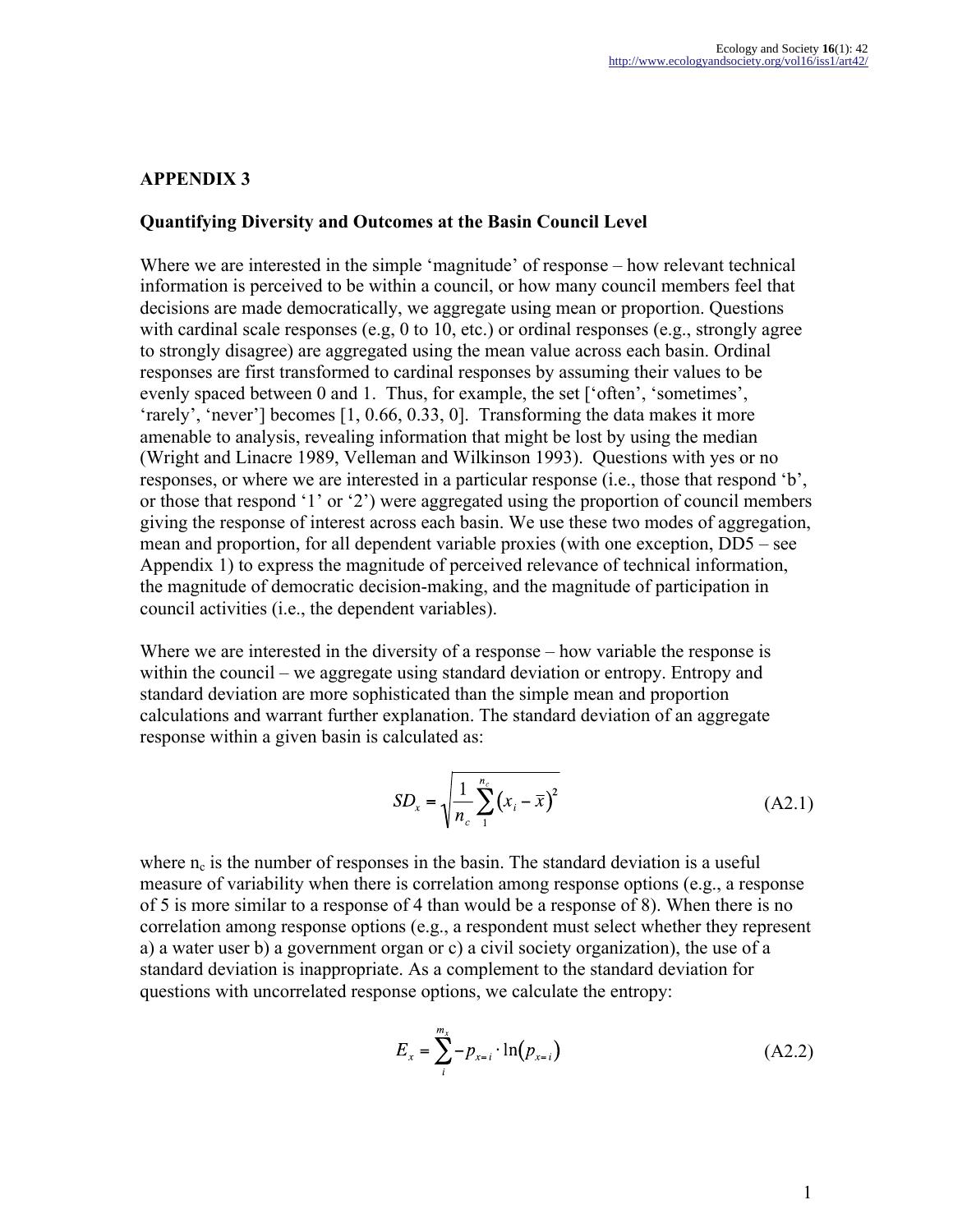## APPENDIX 3

### Quantifying Diversity and Outcomes at the Basin Council Level

Where we are interested in the simple 'magnitude' of response – how relevant technical information is perceived to be within a council, or how many council members feel that decisions are made democratically, we aggregate using mean or proportion. Questions with cardinal scale responses (e.g, 0 to 10, etc.) or ordinal responses (e.g., strongly agree to strongly disagree) are aggregated using the mean value across each basin. Ordinal responses are first transformed to cardinal responses by assuming their values to be evenly spaced between 0 and 1. Thus, for example, the set ['often', 'sometimes', 'rarely', 'never'] becomes [1, 0.66, 0.33, 0]. Transforming the data makes it more amenable to analysis, revealing information that might be lost by using the median (Wright and Linacre 1989, Velleman and Wilkinson 1993). Questions with yes or no responses, or where we are interested in a particular response (i.e., those that respond 'b', or those that respond '1' or '2') were aggregated using the proportion of council members giving the response of interest across each basin. We use these two modes of aggregation, mean and proportion, for all dependent variable proxies (with one exception, DD5 – see Appendix 1) to express the magnitude of perceived relevance of technical information, the magnitude of democratic decision-making, and the magnitude of participation in council activities (i.e., the dependent variables).

Where we are interested in the diversity of a response – how variable the response is within the council – we aggregate using standard deviation or entropy. Entropy and standard deviation are more sophisticated than the simple mean and proportion calculations and warrant further explanation. The standard deviation of an aggregate response within a given basin is calculated as:

$$SD_x = \sqrt{\frac{1}{n_c}\sum_{1}^{n_c}\left(x_i - \bar{x}\right)^2} \tag{A2.1}$$

where $n_c$ is the number of responses in the basin. The standard deviation is a useful measure of variability when there is correlation among response options (e.g., a response of 5 is more similar to a response of 4 than would be a response of 8). When there is no correlation among response options (e.g., a respondent must select whether they represent a) a water user b) a government organ or c) a civil society organization), the use of a standard deviation is inappropriate. As a complement to the standard deviation for questions with uncorrelated response options, we calculate the entropy:

$$E_x = \sum_{i}^{m_x} -p_{x=i} \cdot \ln\left(p_{x=i}\right) \tag{A2.2}$$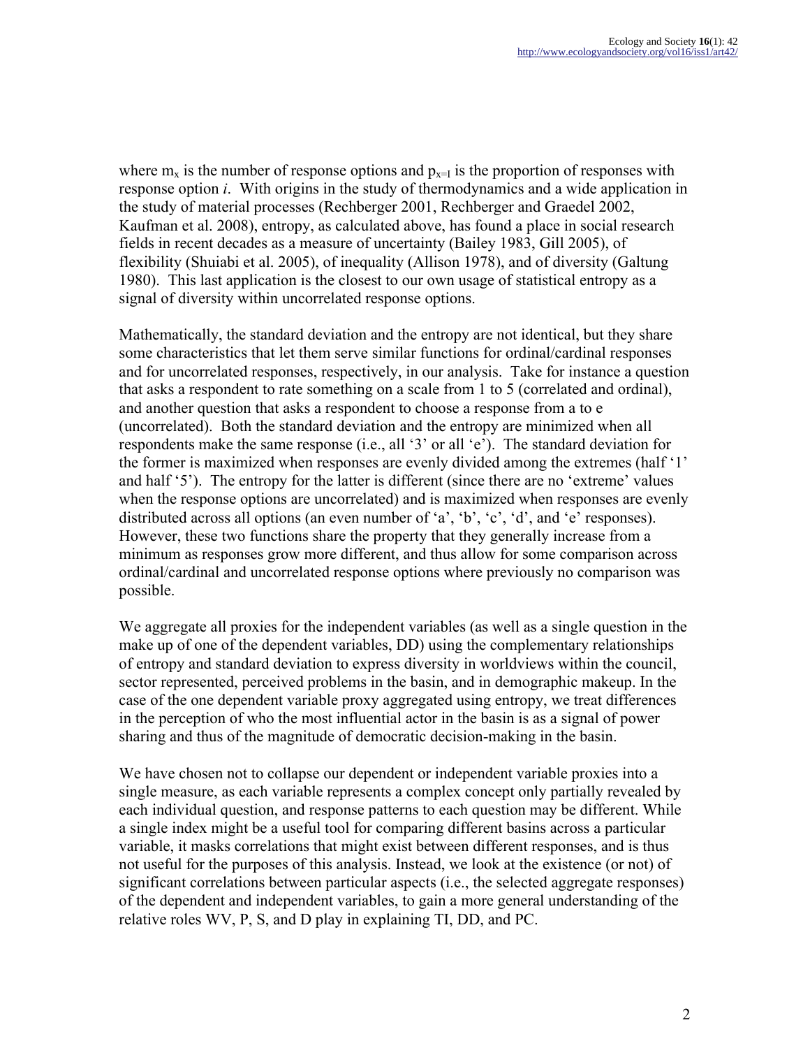where $m_x$ is the number of response options and $p_{x=I}$ is the proportion of responses with response option *i*. With origins in the study of thermodynamics and a wide application in the study of material processes (Rechberger 2001, Rechberger and Graedel 2002, Kaufman et al. 2008), entropy, as calculated above, has found a place in social research fields in recent decades as a measure of uncertainty (Bailey 1983, Gill 2005), of flexibility (Shuiabi et al. 2005), of inequality (Allison 1978), and of diversity (Galtung 1980). This last application is the closest to our own usage of statistical entropy as a signal of diversity within uncorrelated response options.

Mathematically, the standard deviation and the entropy are not identical, but they share some characteristics that let them serve similar functions for ordinal/cardinal responses and for uncorrelated responses, respectively, in our analysis. Take for instance a question that asks a respondent to rate something on a scale from 1 to 5 (correlated and ordinal), and another question that asks a respondent to choose a response from a to e (uncorrelated). Both the standard deviation and the entropy are minimized when all respondents make the same response (i.e., all '3' or all 'e'). The standard deviation for the former is maximized when responses are evenly divided among the extremes (half '1' and half '5'). The entropy for the latter is different (since there are no 'extreme' values when the response options are uncorrelated) and is maximized when responses are evenly distributed across all options (an even number of 'a', 'b', 'c', 'd', and 'e' responses). However, these two functions share the property that they generally increase from a minimum as responses grow more different, and thus allow for some comparison across ordinal/cardinal and uncorrelated response options where previously no comparison was possible.

We aggregate all proxies for the independent variables (as well as a single question in the make up of one of the dependent variables, DD) using the complementary relationships of entropy and standard deviation to express diversity in worldviews within the council, sector represented, perceived problems in the basin, and in demographic makeup. In the case of the one dependent variable proxy aggregated using entropy, we treat differences in the perception of who the most influential actor in the basin is as a signal of power sharing and thus of the magnitude of democratic decision-making in the basin.

We have chosen not to collapse our dependent or independent variable proxies into a single measure, as each variable represents a complex concept only partially revealed by each individual question, and response patterns to each question may be different. While a single index might be a useful tool for comparing different basins across a particular variable, it masks correlations that might exist between different responses, and is thus not useful for the purposes of this analysis. Instead, we look at the existence (or not) of significant correlations between particular aspects (i.e., the selected aggregate responses) of the dependent and independent variables, to gain a more general understanding of the relative roles WV, P, S, and D play in explaining TI, DD, and PC.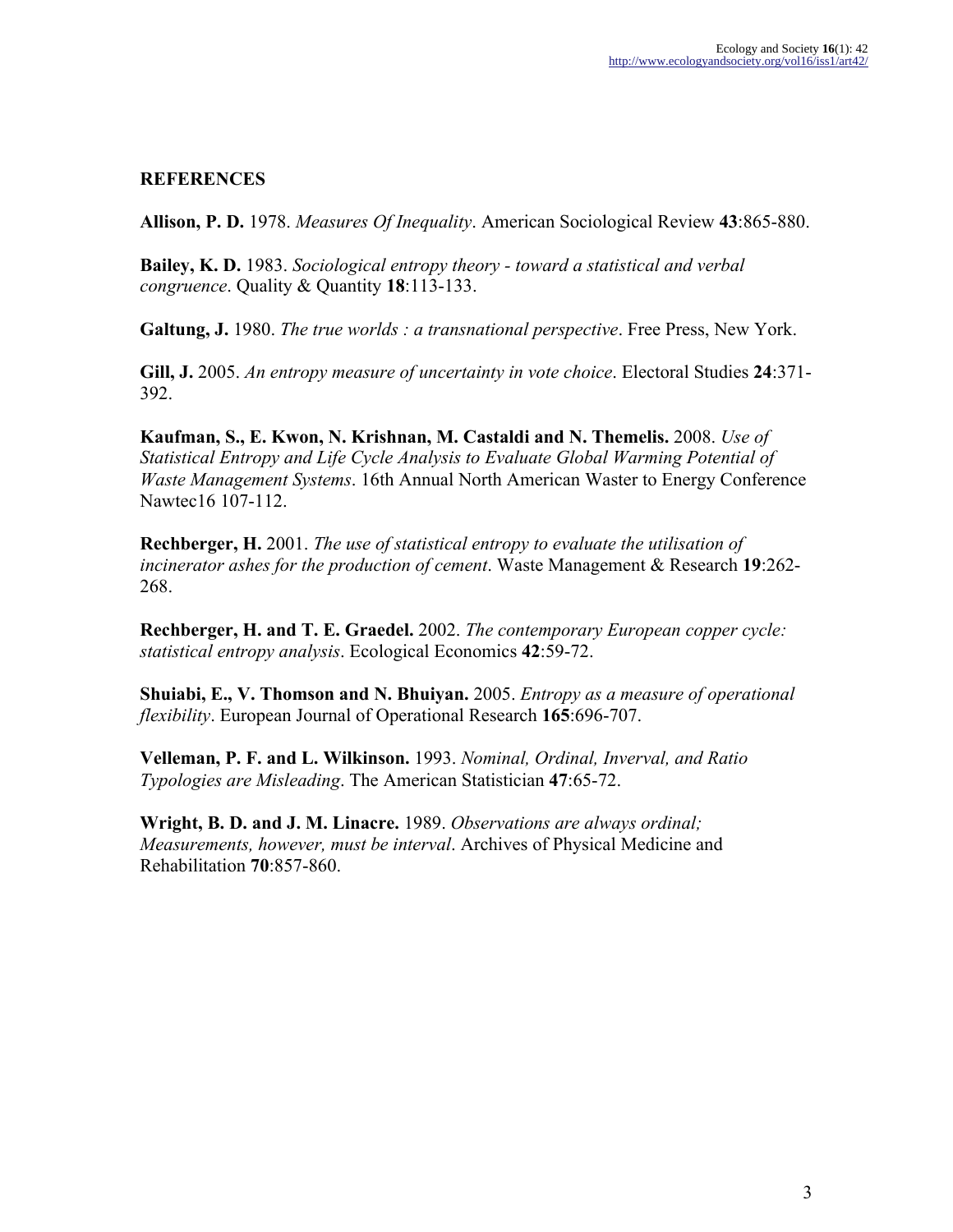## REFERENCES

**Allison, P. D.** 1978. *Measures Of Inequality*. American Sociological Review **43**:865-880.

**Bailey, K. D.** 1983. *Sociological entropy theory - toward a statistical and verbal congruence*. Quality & Quantity **18**:113-133.

**Galtung, J.** 1980. *The true worlds : a transnational perspective*. Free Press, New York.

**Gill, J.** 2005. *An entropy measure of uncertainty in vote choice*. Electoral Studies **24**:371-392.

**Kaufman, S., E. Kwon, N. Krishnan, M. Castaldi and N. Themelis.** 2008. *Use of Statistical Entropy and Life Cycle Analysis to Evaluate Global Warming Potential of Waste Management Systems*. 16th Annual North American Waster to Energy Conference Nawtec16 107-112.

**Rechberger, H.** 2001. *The use of statistical entropy to evaluate the utilisation of incinerator ashes for the production of cement*. Waste Management & Research **19**:262-268.

**Rechberger, H. and T. E. Graedel.** 2002. *The contemporary European copper cycle: statistical entropy analysis*. Ecological Economics **42**:59-72.

**Shuiabi, E., V. Thomson and N. Bhuiyan.** 2005. *Entropy as a measure of operational flexibility*. European Journal of Operational Research **165**:696-707.

**Velleman, P. F. and L. Wilkinson.** 1993. *Nominal, Ordinal, Inverval, and Ratio Typologies are Misleading*. The American Statistician **47**:65-72.

**Wright, B. D. and J. M. Linacre.** 1989. *Observations are always ordinal; Measurements, however, must be interval*. Archives of Physical Medicine and Rehabilitation **70**:857-860.